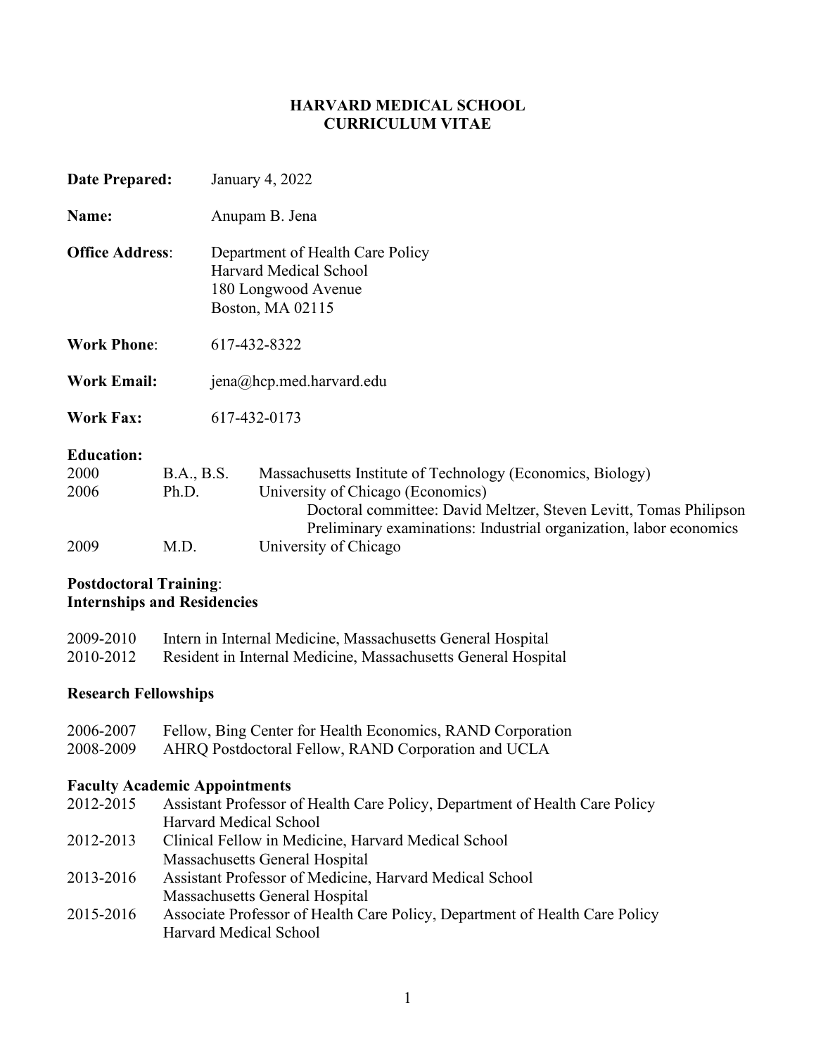# HARVARD MEDICAL SCHOOL
# CURRICULUM VITAE

**Date Prepared:** January 4, 2022

**Name:** Anupam B. Jena

**Office Address**: Department of Health Care Policy
Harvard Medical School
180 Longwood Avenue
Boston, MA 02115

**Work Phone**: 617-432-8322

**Work Email:** jena@hcp.med.harvard.edu

**Work Fax:** 617-432-0173

**Education:**

| | | |
|---|---|---|
| 2000 | B.A., B.S. | Massachusetts Institute of Technology (Economics, Biology) |
| 2006 | Ph.D. | University of Chicago (Economics) |
| | | Doctoral committee: David Meltzer, Steven Levitt, Tomas Philipson |
| | | Preliminary examinations: Industrial organization, labor economics |
| 2009 | M.D. | University of Chicago |

**Postdoctoral Training**:
**Internships and Residencies**

2009-2010 Intern in Internal Medicine, Massachusetts General Hospital
2010-2012 Resident in Internal Medicine, Massachusetts General Hospital

**Research Fellowships**

2006-2007 Fellow, Bing Center for Health Economics, RAND Corporation
2008-2009 AHRQ Postdoctoral Fellow, RAND Corporation and UCLA

**Faculty Academic Appointments**

2012-2015 Assistant Professor of Health Care Policy, Department of Health Care Policy
Harvard Medical School
2012-2013 Clinical Fellow in Medicine, Harvard Medical School
Massachusetts General Hospital
2013-2016 Assistant Professor of Medicine, Harvard Medical School
Massachusetts General Hospital
2015-2016 Associate Professor of Health Care Policy, Department of Health Care Policy
Harvard Medical School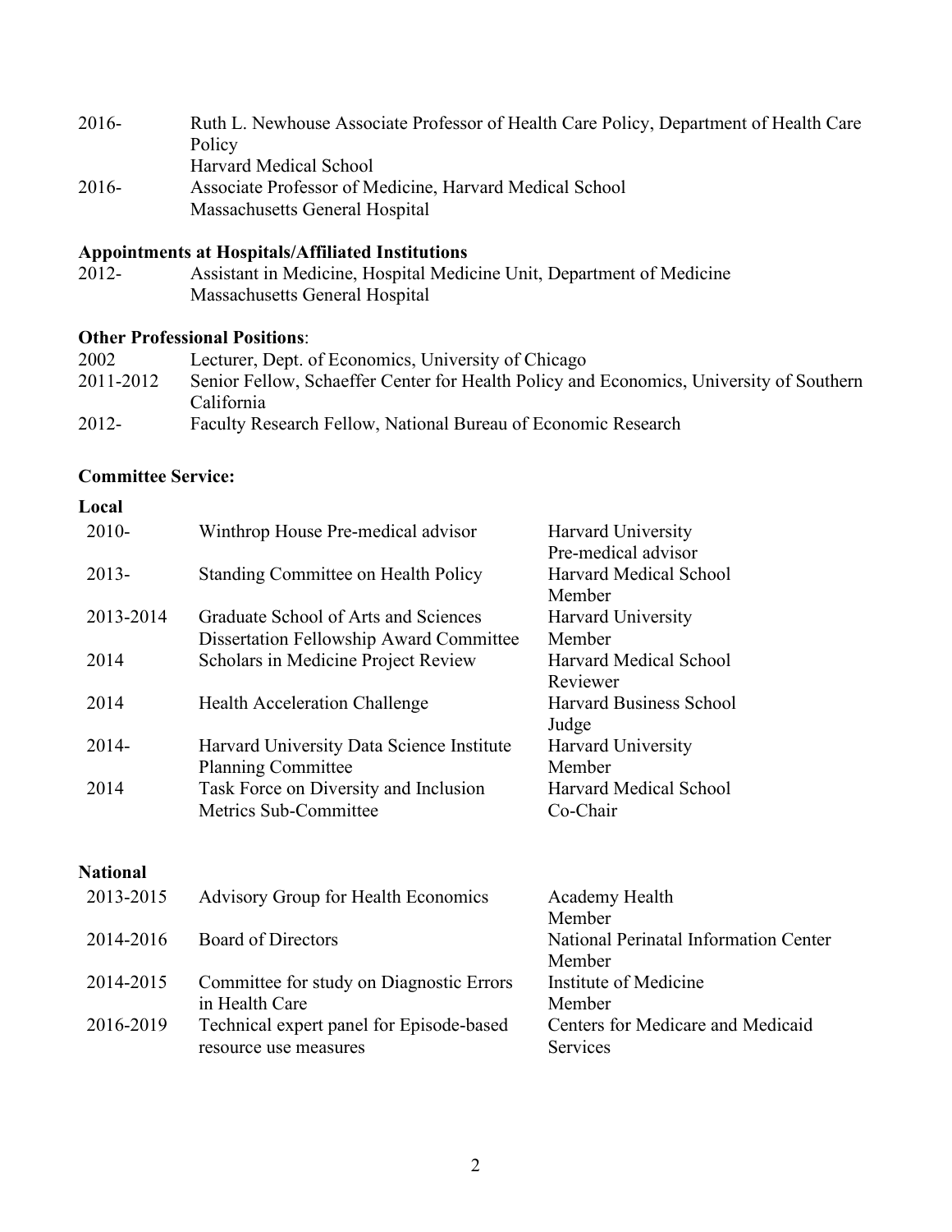| | |
|---|---|
| 2016- | Ruth L. Newhouse Associate Professor of Health Care Policy, Department of Health Care Policy<br>Harvard Medical School |
| 2016- | Associate Professor of Medicine, Harvard Medical School<br>Massachusetts General Hospital |

**Appointments at Hospitals/Affiliated Institutions**

| | |
|---|---|
| 2012- | Assistant in Medicine, Hospital Medicine Unit, Department of Medicine<br>Massachusetts General Hospital |

**Other Professional Positions**:

| | |
|---|---|
| 2002 | Lecturer, Dept. of Economics, University of Chicago |
| 2011-2012 | Senior Fellow, Schaeffer Center for Health Policy and Economics, University of Southern California |
| 2012- | Faculty Research Fellow, National Bureau of Economic Research |

**Committee Service:**

**Local**

| | | |
|---|---|---|
| 2010- | Winthrop House Pre-medical advisor | Harvard University<br>Pre-medical advisor |
| 2013- | Standing Committee on Health Policy | Harvard Medical School<br>Member |
| 2013-2014 | Graduate School of Arts and Sciences Dissertation Fellowship Award Committee | Harvard University<br>Member |
| 2014 | Scholars in Medicine Project Review | Harvard Medical School<br>Reviewer |
| 2014 | Health Acceleration Challenge | Harvard Business School<br>Judge |
| 2014- | Harvard University Data Science Institute Planning Committee | Harvard University<br>Member |
| 2014 | Task Force on Diversity and Inclusion Metrics Sub-Committee | Harvard Medical School<br>Co-Chair |

**National**

| | | |
|---|---|---|
| 2013-2015 | Advisory Group for Health Economics | Academy Health<br>Member |
| 2014-2016 | Board of Directors | National Perinatal Information Center<br>Member |
| 2014-2015 | Committee for study on Diagnostic Errors in Health Care | Institute of Medicine<br>Member |
| 2016-2019 | Technical expert panel for Episode-based resource use measures | Centers for Medicare and Medicaid Services |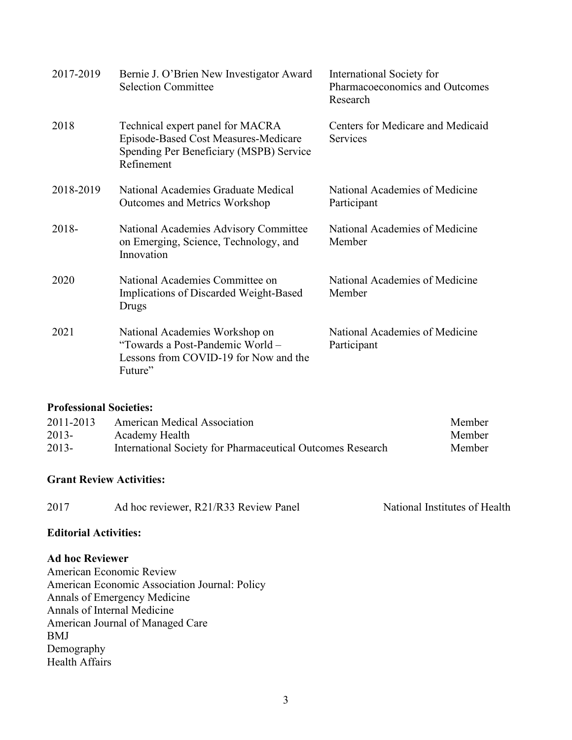| | | |
|---|---|---|
| 2017-2019 | Bernie J. O'Brien New Investigator Award Selection Committee | International Society for Pharmacoeconomics and Outcomes Research |
| 2018 | Technical expert panel for MACRA Episode-Based Cost Measures-Medicare Spending Per Beneficiary (MSPB) Service Refinement | Centers for Medicare and Medicaid Services |
| 2018-2019 | National Academies Graduate Medical Outcomes and Metrics Workshop | National Academies of Medicine Participant |
| 2018- | National Academies Advisory Committee on Emerging, Science, Technology, and Innovation | National Academies of Medicine Member |
| 2020 | National Academies Committee on Implications of Discarded Weight-Based Drugs | National Academies of Medicine Member |
| 2021 | National Academies Workshop on "Towards a Post-Pandemic World – Lessons from COVID-19 for Now and the Future" | National Academies of Medicine Participant |

**Professional Societies:**

| | | |
|---|---|---|
| 2011-2013 | American Medical Association | Member |
| 2013- | Academy Health | Member |
| 2013- | International Society for Pharmaceutical Outcomes Research | Member |

**Grant Review Activities:**

| | | |
|---|---|---|
| 2017 | Ad hoc reviewer, R21/R33 Review Panel | National Institutes of Health |

**Editorial Activities:**

**Ad hoc Reviewer**

American Economic Review
American Economic Association Journal: Policy
Annals of Emergency Medicine
Annals of Internal Medicine
American Journal of Managed Care
BMJ
Demography
Health Affairs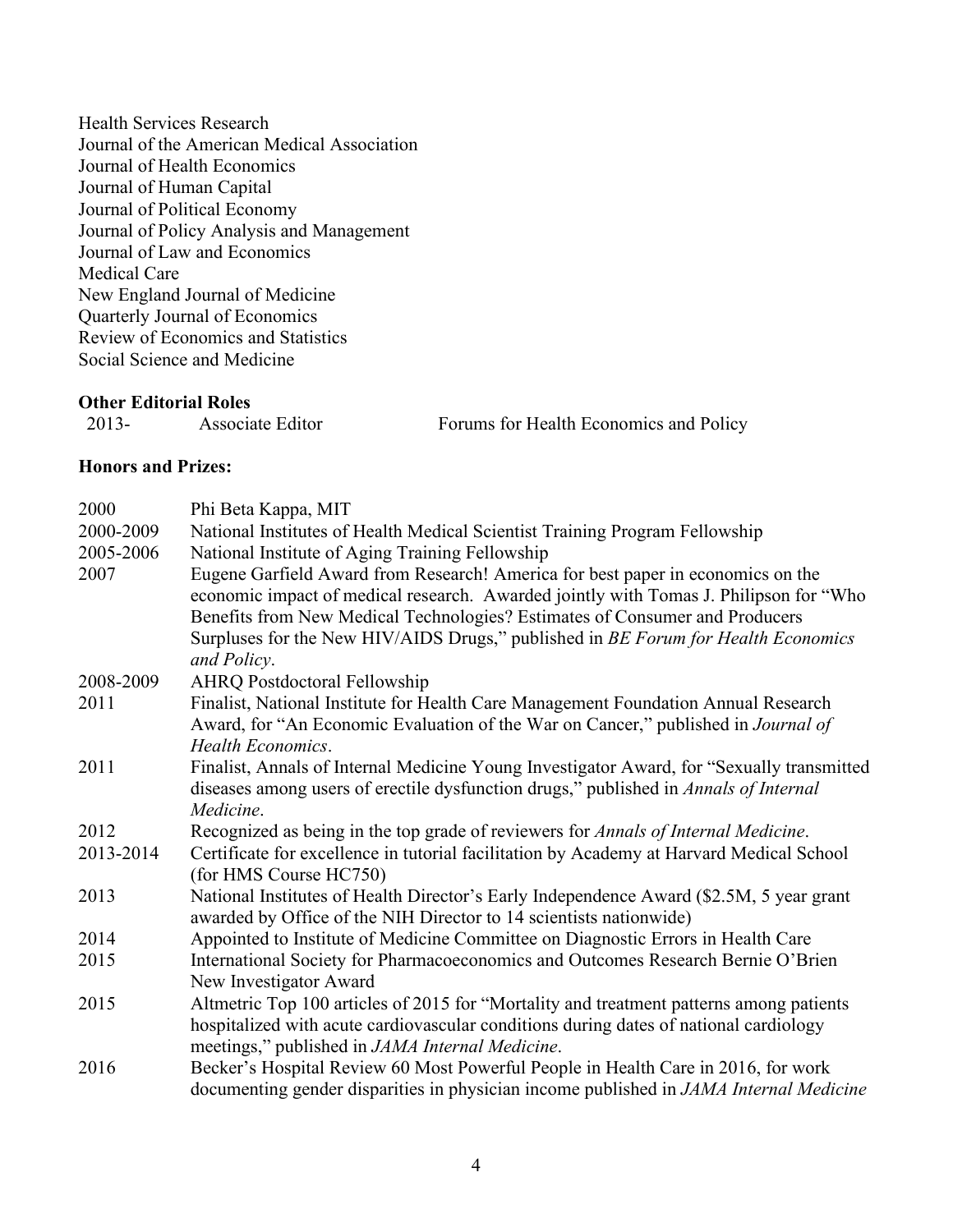Health Services Research
Journal of the American Medical Association
Journal of Health Economics
Journal of Human Capital
Journal of Political Economy
Journal of Policy Analysis and Management
Journal of Law and Economics
Medical Care
New England Journal of Medicine
Quarterly Journal of Economics
Review of Economics and Statistics
Social Science and Medicine

**Other Editorial Roles**

| | | |
|---|---|---|
| 2013- | Associate Editor | Forums for Health Economics and Policy |

**Honors and Prizes:**

| | |
|---|---|
| 2000 | Phi Beta Kappa, MIT |
| 2000-2009 | National Institutes of Health Medical Scientist Training Program Fellowship |
| 2005-2006 | National Institute of Aging Training Fellowship |
| 2007 | Eugene Garfield Award from Research! America for best paper in economics on the economic impact of medical research. Awarded jointly with Tomas J. Philipson for "Who Benefits from New Medical Technologies? Estimates of Consumer and Producers Surpluses for the New HIV/AIDS Drugs," published in *BE Forum for Health Economics and Policy*. |
| 2008-2009 | AHRQ Postdoctoral Fellowship |
| 2011 | Finalist, National Institute for Health Care Management Foundation Annual Research Award, for "An Economic Evaluation of the War on Cancer," published in *Journal of Health Economics*. |
| 2011 | Finalist, Annals of Internal Medicine Young Investigator Award, for "Sexually transmitted diseases among users of erectile dysfunction drugs," published in *Annals of Internal Medicine*. |
| 2012 | Recognized as being in the top grade of reviewers for *Annals of Internal Medicine*. |
| 2013-2014 | Certificate for excellence in tutorial facilitation by Academy at Harvard Medical School (for HMS Course HC750) |
| 2013 | National Institutes of Health Director's Early Independence Award ($2.5M, 5 year grant awarded by Office of the NIH Director to 14 scientists nationwide) |
| 2014 | Appointed to Institute of Medicine Committee on Diagnostic Errors in Health Care |
| 2015 | International Society for Pharmacoeconomics and Outcomes Research Bernie O'Brien New Investigator Award |
| 2015 | Altmetric Top 100 articles of 2015 for "Mortality and treatment patterns among patients hospitalized with acute cardiovascular conditions during dates of national cardiology meetings," published in *JAMA Internal Medicine*. |
| 2016 | Becker's Hospital Review 60 Most Powerful People in Health Care in 2016, for work documenting gender disparities in physician income published in *JAMA Internal Medicine* |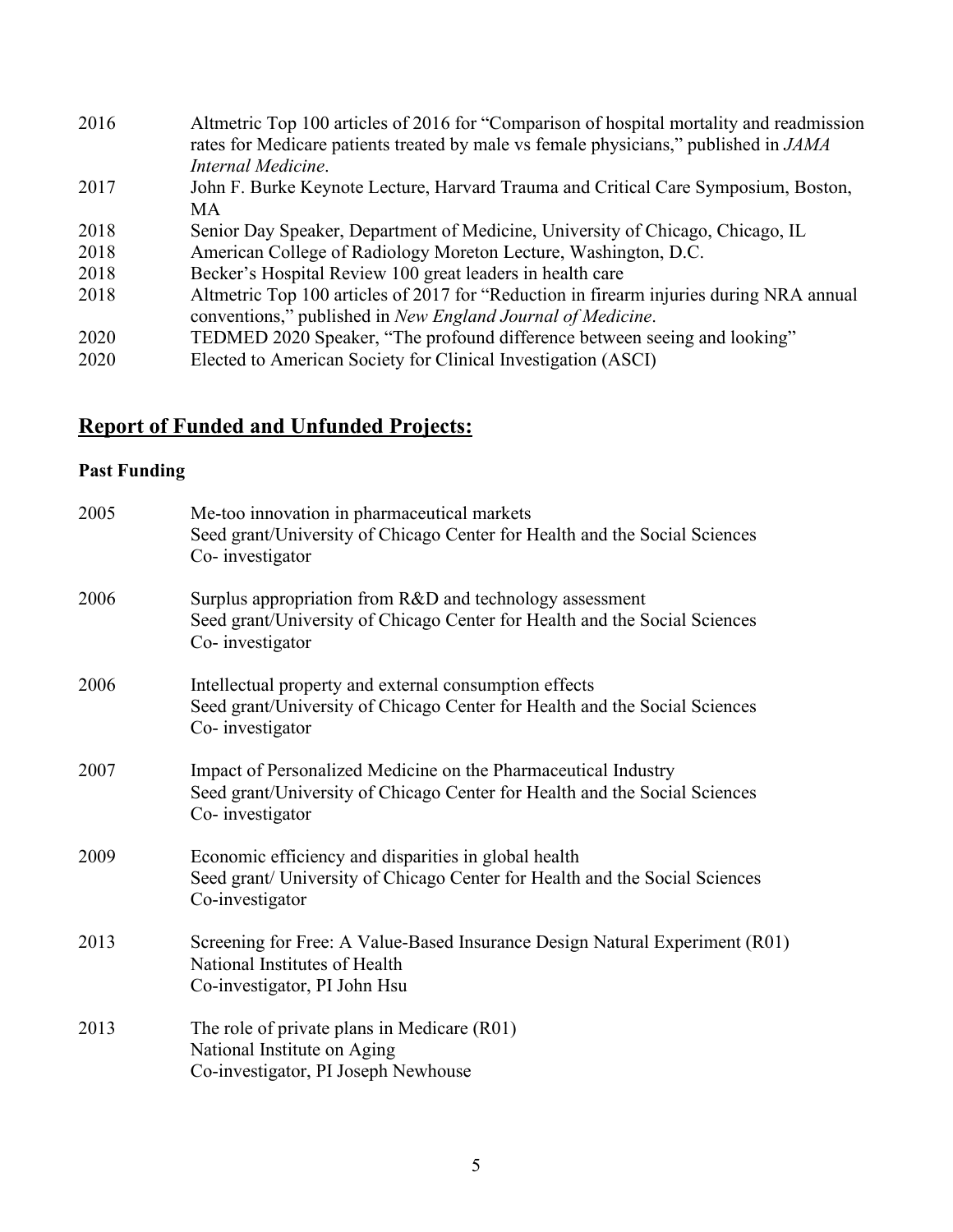| | |
|---|---|
| 2016 | Altmetric Top 100 articles of 2016 for "Comparison of hospital mortality and readmission rates for Medicare patients treated by male vs female physicians," published in *JAMA Internal Medicine*. |
| 2017 | John F. Burke Keynote Lecture, Harvard Trauma and Critical Care Symposium, Boston, MA |
| 2018 | Senior Day Speaker, Department of Medicine, University of Chicago, Chicago, IL |
| 2018 | American College of Radiology Moreton Lecture, Washington, D.C. |
| 2018 | Becker's Hospital Review 100 great leaders in health care |
| 2018 | Altmetric Top 100 articles of 2017 for "Reduction in firearm injuries during NRA annual conventions," published in *New England Journal of Medicine*. |
| 2020 | TEDMED 2020 Speaker, "The profound difference between seeing and looking" |
| 2020 | Elected to American Society for Clinical Investigation (ASCI) |

## Report of Funded and Unfunded Projects:

### Past Funding

2005
Me-too innovation in pharmaceutical markets
Seed grant/University of Chicago Center for Health and the Social Sciences
Co- investigator

2006
Surplus appropriation from R&D and technology assessment
Seed grant/University of Chicago Center for Health and the Social Sciences
Co- investigator

2006
Intellectual property and external consumption effects
Seed grant/University of Chicago Center for Health and the Social Sciences
Co- investigator

2007
Impact of Personalized Medicine on the Pharmaceutical Industry
Seed grant/University of Chicago Center for Health and the Social Sciences
Co- investigator

2009
Economic efficiency and disparities in global health
Seed grant/ University of Chicago Center for Health and the Social Sciences
Co-investigator

2013
Screening for Free: A Value-Based Insurance Design Natural Experiment (R01)
National Institutes of Health
Co-investigator, PI John Hsu

2013
The role of private plans in Medicare (R01)
National Institute on Aging
Co-investigator, PI Joseph Newhouse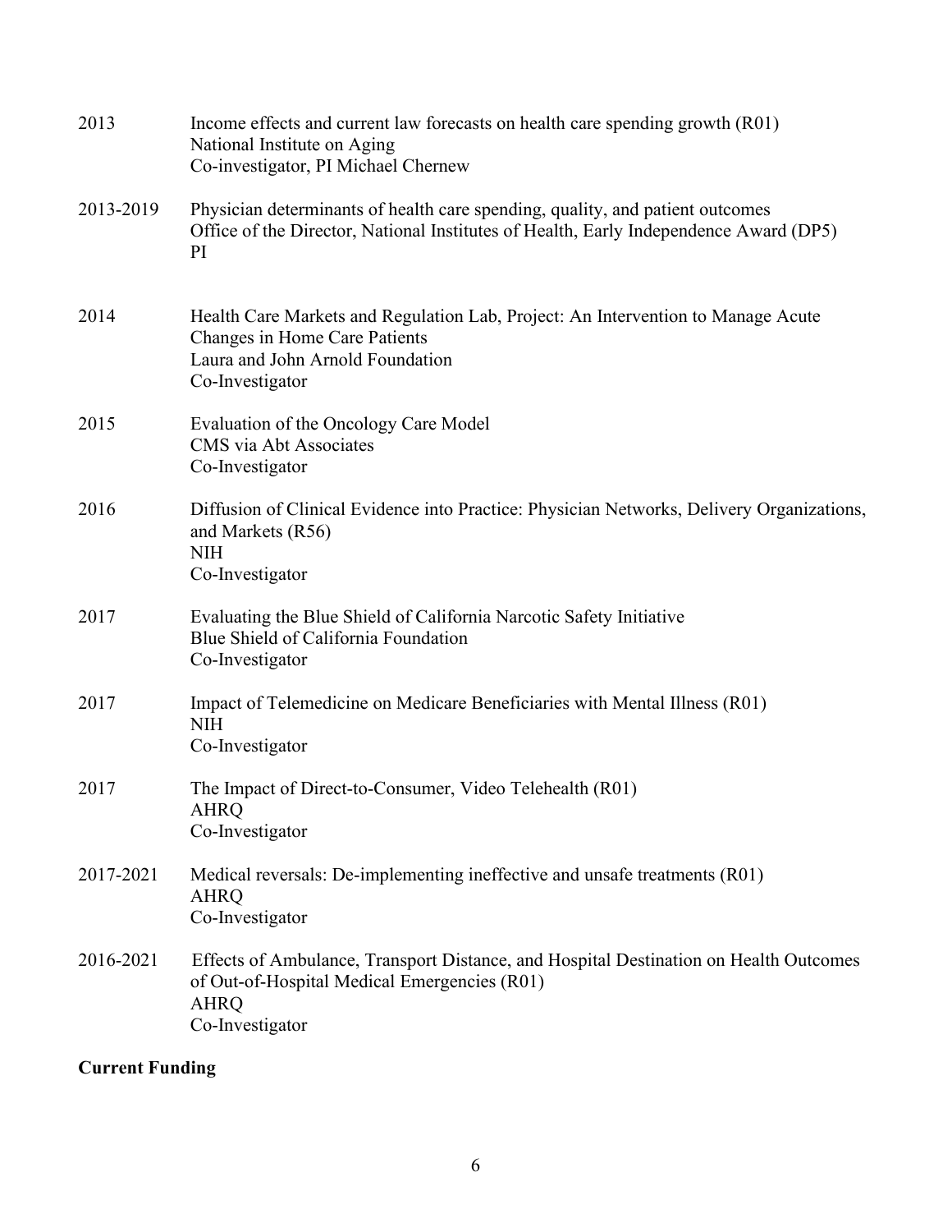2013 Income effects and current law forecasts on health care spending growth (R01)
National Institute on Aging
Co-investigator, PI Michael Chernew

2013-2019 Physician determinants of health care spending, quality, and patient outcomes
Office of the Director, National Institutes of Health, Early Independence Award (DP5)
PI

2014 Health Care Markets and Regulation Lab, Project: An Intervention to Manage Acute Changes in Home Care Patients
Laura and John Arnold Foundation
Co-Investigator

2015 Evaluation of the Oncology Care Model
CMS via Abt Associates
Co-Investigator

2016 Diffusion of Clinical Evidence into Practice: Physician Networks, Delivery Organizations, and Markets (R56)
NIH
Co-Investigator

2017 Evaluating the Blue Shield of California Narcotic Safety Initiative
Blue Shield of California Foundation
Co-Investigator

2017 Impact of Telemedicine on Medicare Beneficiaries with Mental Illness (R01)
NIH
Co-Investigator

2017 The Impact of Direct-to-Consumer, Video Telehealth (R01)
AHRQ
Co-Investigator

2017-2021 Medical reversals: De-implementing ineffective and unsafe treatments (R01)
AHRQ
Co-Investigator

2016-2021 Effects of Ambulance, Transport Distance, and Hospital Destination on Health Outcomes of Out-of-Hospital Medical Emergencies (R01)
AHRQ
Co-Investigator

**Current Funding**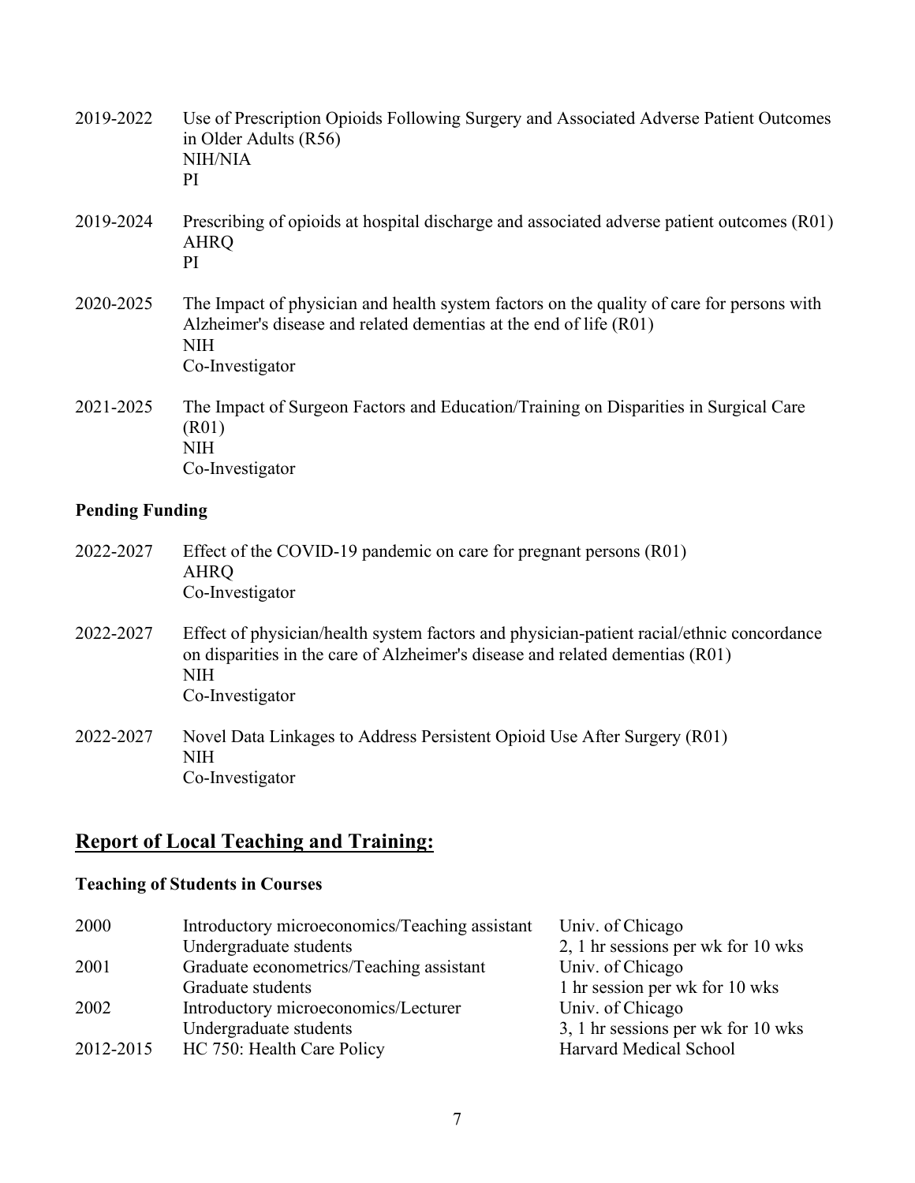2019-2022 Use of Prescription Opioids Following Surgery and Associated Adverse Patient Outcomes in Older Adults (R56)
NIH/NIA
PI

2019-2024 Prescribing of opioids at hospital discharge and associated adverse patient outcomes (R01)
AHRQ
PI

2020-2025 The Impact of physician and health system factors on the quality of care for persons with Alzheimer's disease and related dementias at the end of life (R01)
NIH
Co-Investigator

2021-2025 The Impact of Surgeon Factors and Education/Training on Disparities in Surgical Care (R01)
NIH
Co-Investigator

**Pending Funding**

2022-2027 Effect of the COVID-19 pandemic on care for pregnant persons (R01)
AHRQ
Co-Investigator

2022-2027 Effect of physician/health system factors and physician-patient racial/ethnic concordance on disparities in the care of Alzheimer's disease and related dementias (R01)
NIH
Co-Investigator

2022-2027 Novel Data Linkages to Address Persistent Opioid Use After Surgery (R01)
NIH
Co-Investigator

## Report of Local Teaching and Training:

**Teaching of Students in Courses**

| | | |
|---|---|---|
| 2000 | Introductory microeconomics/Teaching assistant | Univ. of Chicago |
| | Undergraduate students | 2, 1 hr sessions per wk for 10 wks |
| 2001 | Graduate econometrics/Teaching assistant | Univ. of Chicago |
| | Graduate students | 1 hr session per wk for 10 wks |
| 2002 | Introductory microeconomics/Lecturer | Univ. of Chicago |
| | Undergraduate students | 3, 1 hr sessions per wk for 10 wks |
| 2012-2015 | HC 750: Health Care Policy | Harvard Medical School |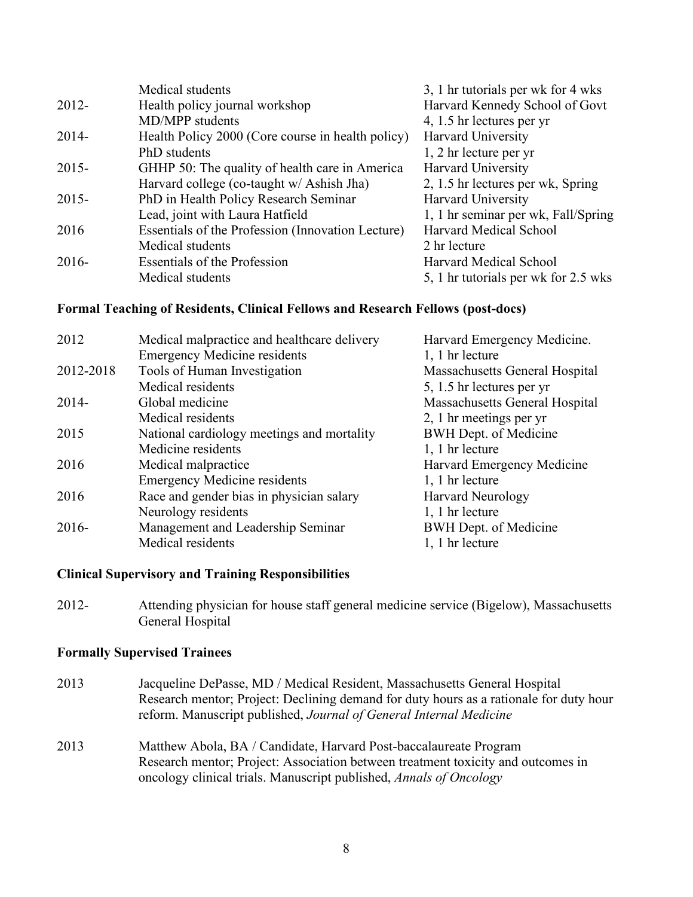| | | |
|---|---|---|
| | Medical students | 3, 1 hr tutorials per wk for 4 wks |
| 2012- | Health policy journal workshop | Harvard Kennedy School of Govt |
| | MD/MPP students | 4, 1.5 hr lectures per yr |
| 2014- | Health Policy 2000 (Core course in health policy) | Harvard University |
| | PhD students | 1, 2 hr lecture per yr |
| 2015- | GHHP 50: The quality of health care in America | Harvard University |
| | Harvard college (co-taught w/ Ashish Jha) | 2, 1.5 hr lectures per wk, Spring |
| 2015- | PhD in Health Policy Research Seminar | Harvard University |
| | Lead, joint with Laura Hatfield | 1, 1 hr seminar per wk, Fall/Spring |
| 2016 | Essentials of the Profession (Innovation Lecture) | Harvard Medical School |
| | Medical students | 2 hr lecture |
| 2016- | Essentials of the Profession | Harvard Medical School |
| | Medical students | 5, 1 hr tutorials per wk for 2.5 wks |

**Formal Teaching of Residents, Clinical Fellows and Research Fellows (post-docs)**

| | | |
|---|---|---|
| 2012 | Medical malpractice and healthcare delivery | Harvard Emergency Medicine. |
| | Emergency Medicine residents | 1, 1 hr lecture |
| 2012-2018 | Tools of Human Investigation | Massachusetts General Hospital |
| | Medical residents | 5, 1.5 hr lectures per yr |
| 2014- | Global medicine | Massachusetts General Hospital |
| | Medical residents | 2, 1 hr meetings per yr |
| 2015 | National cardiology meetings and mortality | BWH Dept. of Medicine |
| | Medicine residents | 1, 1 hr lecture |
| 2016 | Medical malpractice | Harvard Emergency Medicine |
| | Emergency Medicine residents | 1, 1 hr lecture |
| 2016 | Race and gender bias in physician salary | Harvard Neurology |
| | Neurology residents | 1, 1 hr lecture |
| 2016- | Management and Leadership Seminar | BWH Dept. of Medicine |
| | Medical residents | 1, 1 hr lecture |

**Clinical Supervisory and Training Responsibilities**

2012- Attending physician for house staff general medicine service (Bigelow), Massachusetts General Hospital

**Formally Supervised Trainees**

2013 Jacqueline DePasse, MD / Medical Resident, Massachusetts General Hospital
Research mentor; Project: Declining demand for duty hours as a rationale for duty hour reform. Manuscript published, *Journal of General Internal Medicine*

2013 Matthew Abola, BA / Candidate, Harvard Post-baccalaureate Program
Research mentor; Project: Association between treatment toxicity and outcomes in oncology clinical trials. Manuscript published, *Annals of Oncology*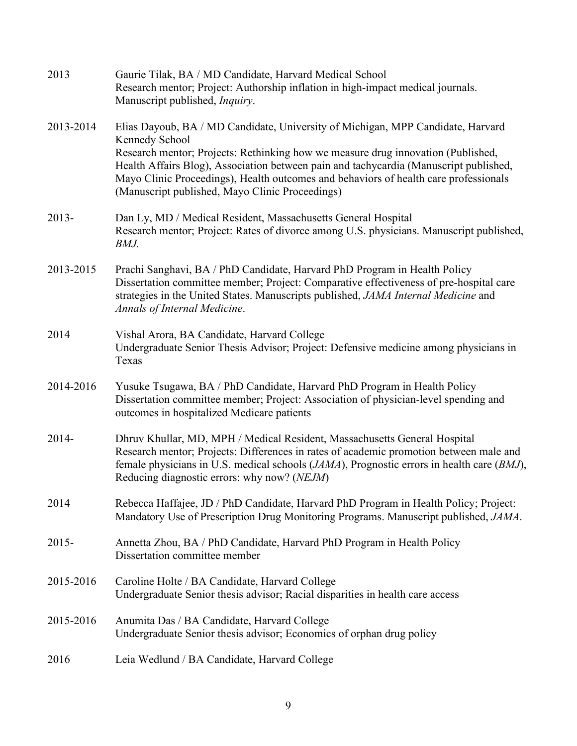2013 Gaurie Tilak, BA / MD Candidate, Harvard Medical School
Research mentor; Project: Authorship inflation in high-impact medical journals. Manuscript published, *Inquiry*.

2013-2014 Elias Dayoub, BA / MD Candidate, University of Michigan, MPP Candidate, Harvard Kennedy School
Research mentor; Projects: Rethinking how we measure drug innovation (Published, Health Affairs Blog), Association between pain and tachycardia (Manuscript published, Mayo Clinic Proceedings), Health outcomes and behaviors of health care professionals (Manuscript published, Mayo Clinic Proceedings)

2013- Dan Ly, MD / Medical Resident, Massachusetts General Hospital
Research mentor; Project: Rates of divorce among U.S. physicians. Manuscript published, *BMJ.*

2013-2015 Prachi Sanghavi, BA / PhD Candidate, Harvard PhD Program in Health Policy
Dissertation committee member; Project: Comparative effectiveness of pre-hospital care strategies in the United States. Manuscripts published, *JAMA Internal Medicine* and *Annals of Internal Medicine*.

2014 Vishal Arora, BA Candidate, Harvard College
Undergraduate Senior Thesis Advisor; Project: Defensive medicine among physicians in Texas

2014-2016 Yusuke Tsugawa, BA / PhD Candidate, Harvard PhD Program in Health Policy
Dissertation committee member; Project: Association of physician-level spending and outcomes in hospitalized Medicare patients

2014- Dhruv Khullar, MD, MPH / Medical Resident, Massachusetts General Hospital
Research mentor; Projects: Differences in rates of academic promotion between male and female physicians in U.S. medical schools (*JAMA*), Prognostic errors in health care (*BMJ*), Reducing diagnostic errors: why now? (*NEJM*)

2014 Rebecca Haffajee, JD / PhD Candidate, Harvard PhD Program in Health Policy; Project: Mandatory Use of Prescription Drug Monitoring Programs. Manuscript published, *JAMA*.

2015- Annetta Zhou, BA / PhD Candidate, Harvard PhD Program in Health Policy
Dissertation committee member

2015-2016 Caroline Holte / BA Candidate, Harvard College
Undergraduate Senior thesis advisor; Racial disparities in health care access

2015-2016 Anumita Das / BA Candidate, Harvard College
Undergraduate Senior thesis advisor; Economics of orphan drug policy

2016 Leia Wedlund / BA Candidate, Harvard College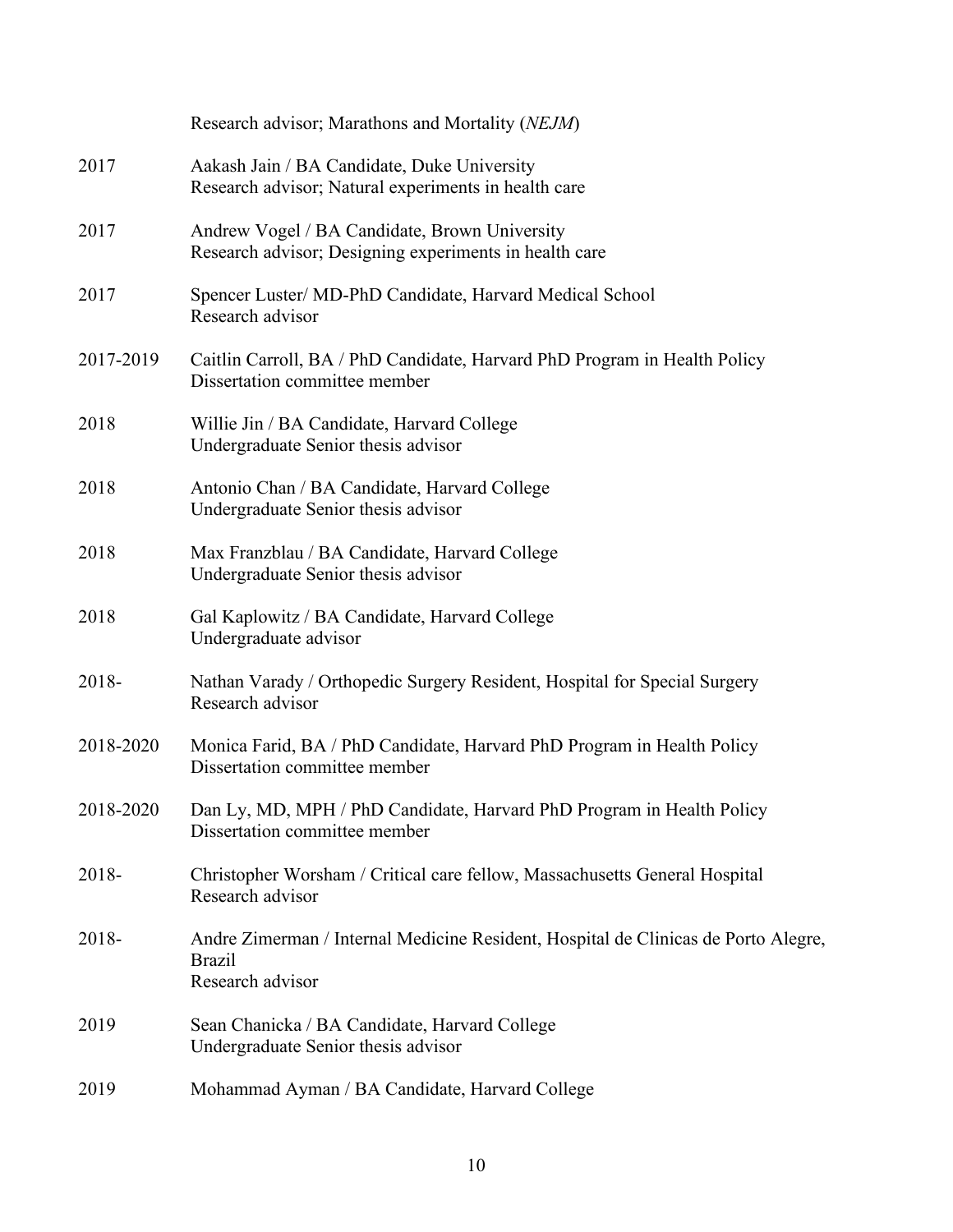| | |
|---|---|
| | Research advisor; Marathons and Mortality (*NEJM*) |
| 2017 | Aakash Jain / BA Candidate, Duke University<br>Research advisor; Natural experiments in health care |
| 2017 | Andrew Vogel / BA Candidate, Brown University<br>Research advisor; Designing experiments in health care |
| 2017 | Spencer Luster/ MD-PhD Candidate, Harvard Medical School<br>Research advisor |
| 2017-2019 | Caitlin Carroll, BA / PhD Candidate, Harvard PhD Program in Health Policy<br>Dissertation committee member |
| 2018 | Willie Jin / BA Candidate, Harvard College<br>Undergraduate Senior thesis advisor |
| 2018 | Antonio Chan / BA Candidate, Harvard College<br>Undergraduate Senior thesis advisor |
| 2018 | Max Franzblau / BA Candidate, Harvard College<br>Undergraduate Senior thesis advisor |
| 2018 | Gal Kaplowitz / BA Candidate, Harvard College<br>Undergraduate advisor |
| 2018- | Nathan Varady / Orthopedic Surgery Resident, Hospital for Special Surgery<br>Research advisor |
| 2018-2020 | Monica Farid, BA / PhD Candidate, Harvard PhD Program in Health Policy<br>Dissertation committee member |
| 2018-2020 | Dan Ly, MD, MPH / PhD Candidate, Harvard PhD Program in Health Policy<br>Dissertation committee member |
| 2018- | Christopher Worsham / Critical care fellow, Massachusetts General Hospital<br>Research advisor |
| 2018- | Andre Zimerman / Internal Medicine Resident, Hospital de Clinicas de Porto Alegre, Brazil<br>Research advisor |
| 2019 | Sean Chanicka / BA Candidate, Harvard College<br>Undergraduate Senior thesis advisor |
| 2019 | Mohammad Ayman / BA Candidate, Harvard College |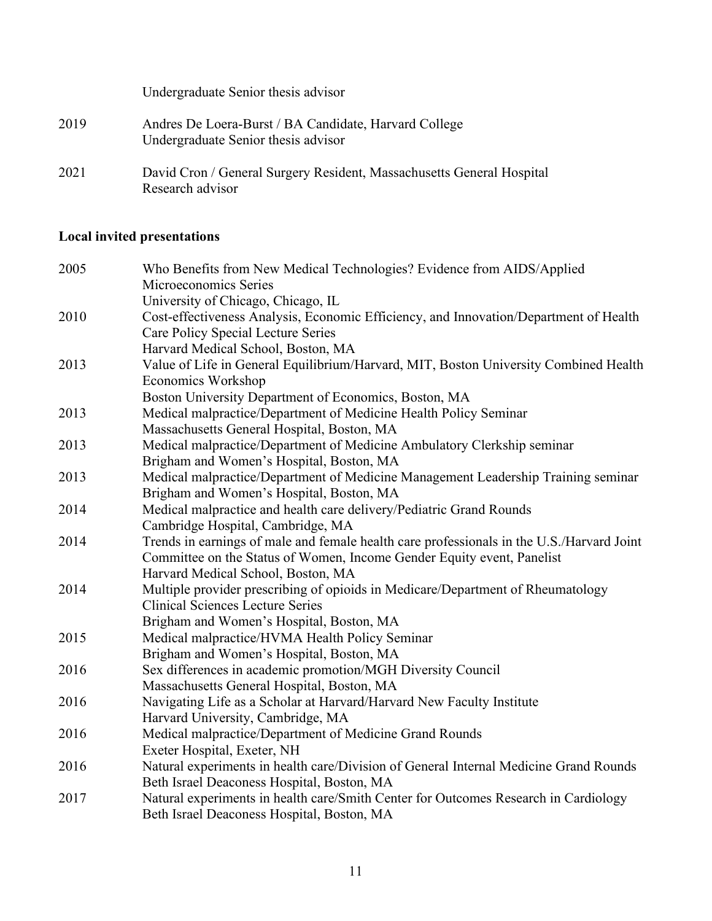Undergraduate Senior thesis advisor

2019 Andres De Loera-Burst / BA Candidate, Harvard College
Undergraduate Senior thesis advisor

2021 David Cron / General Surgery Resident, Massachusetts General Hospital
Research advisor

**Local invited presentations**

2005 Who Benefits from New Medical Technologies? Evidence from AIDS/Applied Microeconomics Series
University of Chicago, Chicago, IL

2010 Cost-effectiveness Analysis, Economic Efficiency, and Innovation/Department of Health Care Policy Special Lecture Series
Harvard Medical School, Boston, MA

2013 Value of Life in General Equilibrium/Harvard, MIT, Boston University Combined Health Economics Workshop
Boston University Department of Economics, Boston, MA

2013 Medical malpractice/Department of Medicine Health Policy Seminar
Massachusetts General Hospital, Boston, MA

2013 Medical malpractice/Department of Medicine Ambulatory Clerkship seminar
Brigham and Women's Hospital, Boston, MA

2013 Medical malpractice/Department of Medicine Management Leadership Training seminar
Brigham and Women's Hospital, Boston, MA

2014 Medical malpractice and health care delivery/Pediatric Grand Rounds
Cambridge Hospital, Cambridge, MA

2014 Trends in earnings of male and female health care professionals in the U.S./Harvard Joint Committee on the Status of Women, Income Gender Equity event, Panelist
Harvard Medical School, Boston, MA

2014 Multiple provider prescribing of opioids in Medicare/Department of Rheumatology Clinical Sciences Lecture Series
Brigham and Women's Hospital, Boston, MA

2015 Medical malpractice/HVMA Health Policy Seminar
Brigham and Women's Hospital, Boston, MA

2016 Sex differences in academic promotion/MGH Diversity Council
Massachusetts General Hospital, Boston, MA

2016 Navigating Life as a Scholar at Harvard/Harvard New Faculty Institute
Harvard University, Cambridge, MA

2016 Medical malpractice/Department of Medicine Grand Rounds
Exeter Hospital, Exeter, NH

2016 Natural experiments in health care/Division of General Internal Medicine Grand Rounds
Beth Israel Deaconess Hospital, Boston, MA

2017 Natural experiments in health care/Smith Center for Outcomes Research in Cardiology
Beth Israel Deaconess Hospital, Boston, MA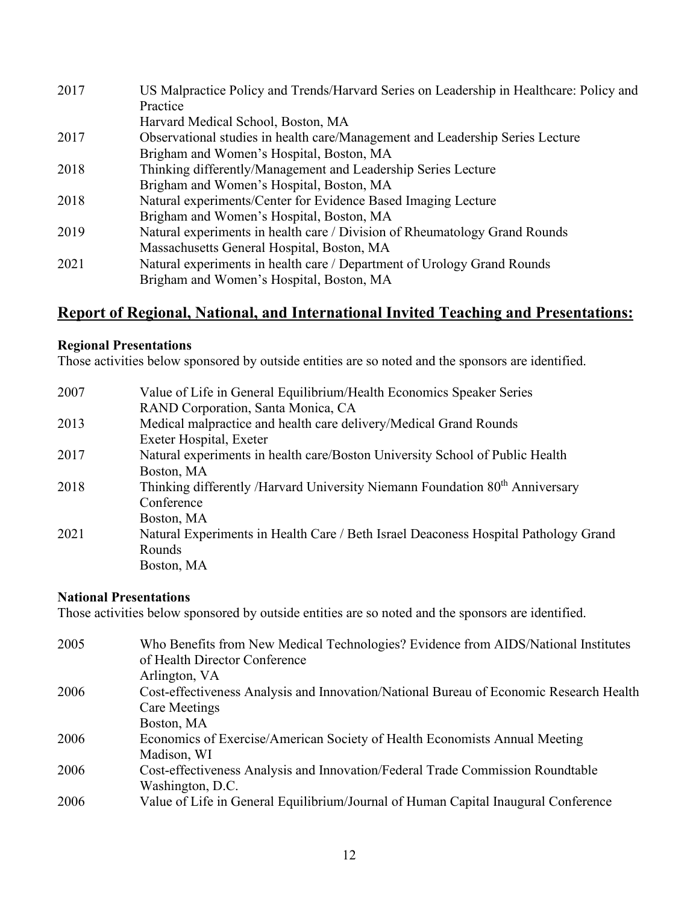| | |
|---|---|
| 2017 | US Malpractice Policy and Trends/Harvard Series on Leadership in Healthcare: Policy and Practice<br>Harvard Medical School, Boston, MA |
| 2017 | Observational studies in health care/Management and Leadership Series Lecture<br>Brigham and Women's Hospital, Boston, MA |
| 2018 | Thinking differently/Management and Leadership Series Lecture<br>Brigham and Women's Hospital, Boston, MA |
| 2018 | Natural experiments/Center for Evidence Based Imaging Lecture<br>Brigham and Women's Hospital, Boston, MA |
| 2019 | Natural experiments in health care / Division of Rheumatology Grand Rounds<br>Massachusetts General Hospital, Boston, MA |
| 2021 | Natural experiments in health care / Department of Urology Grand Rounds<br>Brigham and Women's Hospital, Boston, MA |

## Report of Regional, National, and International Invited Teaching and Presentations:

### Regional Presentations

Those activities below sponsored by outside entities are so noted and the sponsors are identified.

| | |
|---|---|
| 2007 | Value of Life in General Equilibrium/Health Economics Speaker Series<br>RAND Corporation, Santa Monica, CA |
| 2013 | Medical malpractice and health care delivery/Medical Grand Rounds<br>Exeter Hospital, Exeter |
| 2017 | Natural experiments in health care/Boston University School of Public Health<br>Boston, MA |
| 2018 | Thinking differently /Harvard University Niemann Foundation 80th Anniversary Conference<br>Boston, MA |
| 2021 | Natural Experiments in Health Care / Beth Israel Deaconess Hospital Pathology Grand Rounds<br>Boston, MA |

### National Presentations

Those activities below sponsored by outside entities are so noted and the sponsors are identified.

| | |
|---|---|
| 2005 | Who Benefits from New Medical Technologies? Evidence from AIDS/National Institutes of Health Director Conference<br>Arlington, VA |
| 2006 | Cost-effectiveness Analysis and Innovation/National Bureau of Economic Research Health Care Meetings<br>Boston, MA |
| 2006 | Economics of Exercise/American Society of Health Economists Annual Meeting<br>Madison, WI |
| 2006 | Cost-effectiveness Analysis and Innovation/Federal Trade Commission Roundtable<br>Washington, D.C. |
| 2006 | Value of Life in General Equilibrium/Journal of Human Capital Inaugural Conference |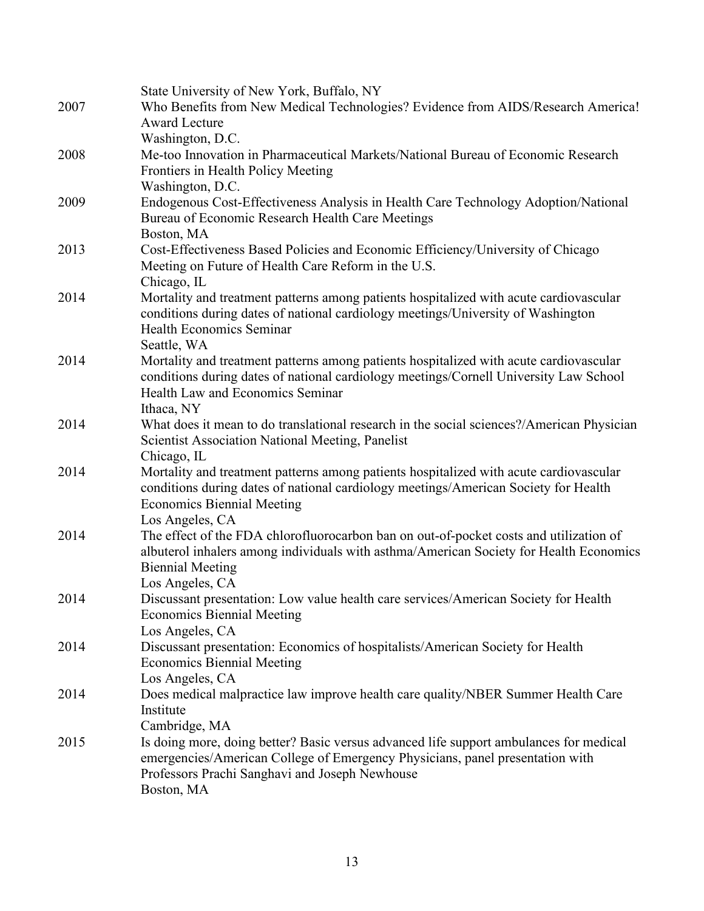State University of New York, Buffalo, NY

2007 Who Benefits from New Medical Technologies? Evidence from AIDS/Research America! Award Lecture
Washington, D.C.

2008 Me-too Innovation in Pharmaceutical Markets/National Bureau of Economic Research Frontiers in Health Policy Meeting
Washington, D.C.

2009 Endogenous Cost-Effectiveness Analysis in Health Care Technology Adoption/National Bureau of Economic Research Health Care Meetings
Boston, MA

2013 Cost-Effectiveness Based Policies and Economic Efficiency/University of Chicago Meeting on Future of Health Care Reform in the U.S.
Chicago, IL

2014 Mortality and treatment patterns among patients hospitalized with acute cardiovascular conditions during dates of national cardiology meetings/University of Washington Health Economics Seminar
Seattle, WA

2014 Mortality and treatment patterns among patients hospitalized with acute cardiovascular conditions during dates of national cardiology meetings/Cornell University Law School Health Law and Economics Seminar
Ithaca, NY

2014 What does it mean to do translational research in the social sciences?/American Physician Scientist Association National Meeting, Panelist
Chicago, IL

2014 Mortality and treatment patterns among patients hospitalized with acute cardiovascular conditions during dates of national cardiology meetings/American Society for Health Economics Biennial Meeting
Los Angeles, CA

2014 The effect of the FDA chlorofluorocarbon ban on out-of-pocket costs and utilization of albuterol inhalers among individuals with asthma/American Society for Health Economics Biennial Meeting
Los Angeles, CA

2014 Discussant presentation: Low value health care services/American Society for Health Economics Biennial Meeting
Los Angeles, CA

2014 Discussant presentation: Economics of hospitalists/American Society for Health Economics Biennial Meeting
Los Angeles, CA

2014 Does medical malpractice law improve health care quality/NBER Summer Health Care Institute
Cambridge, MA

2015 Is doing more, doing better? Basic versus advanced life support ambulances for medical emergencies/American College of Emergency Physicians, panel presentation with Professors Prachi Sanghavi and Joseph Newhouse
Boston, MA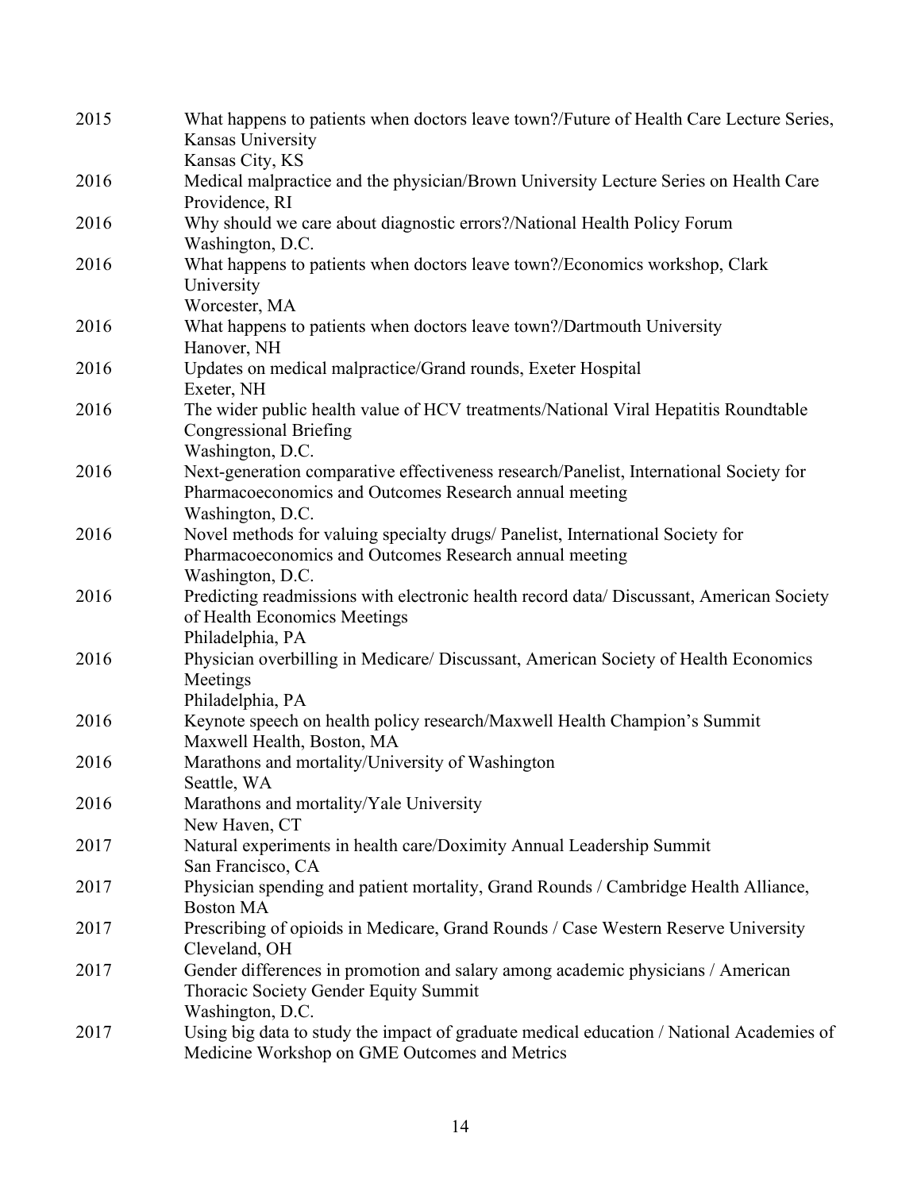2015 What happens to patients when doctors leave town?/Future of Health Care Lecture Series, Kansas University
Kansas City, KS

2016 Medical malpractice and the physician/Brown University Lecture Series on Health Care
Providence, RI

2016 Why should we care about diagnostic errors?/National Health Policy Forum
Washington, D.C.

2016 What happens to patients when doctors leave town?/Economics workshop, Clark University
Worcester, MA

2016 What happens to patients when doctors leave town?/Dartmouth University
Hanover, NH

2016 Updates on medical malpractice/Grand rounds, Exeter Hospital
Exeter, NH

2016 The wider public health value of HCV treatments/National Viral Hepatitis Roundtable Congressional Briefing
Washington, D.C.

2016 Next-generation comparative effectiveness research/Panelist, International Society for Pharmacoeconomics and Outcomes Research annual meeting
Washington, D.C.

2016 Novel methods for valuing specialty drugs/ Panelist, International Society for Pharmacoeconomics and Outcomes Research annual meeting
Washington, D.C.

2016 Predicting readmissions with electronic health record data/ Discussant, American Society of Health Economics Meetings
Philadelphia, PA

2016 Physician overbilling in Medicare/ Discussant, American Society of Health Economics Meetings
Philadelphia, PA

2016 Keynote speech on health policy research/Maxwell Health Champion's Summit
Maxwell Health, Boston, MA

2016 Marathons and mortality/University of Washington
Seattle, WA

2016 Marathons and mortality/Yale University
New Haven, CT

2017 Natural experiments in health care/Doximity Annual Leadership Summit
San Francisco, CA

2017 Physician spending and patient mortality, Grand Rounds / Cambridge Health Alliance, Boston MA

2017 Prescribing of opioids in Medicare, Grand Rounds / Case Western Reserve University
Cleveland, OH

2017 Gender differences in promotion and salary among academic physicians / American Thoracic Society Gender Equity Summit
Washington, D.C.

2017 Using big data to study the impact of graduate medical education / National Academies of Medicine Workshop on GME Outcomes and Metrics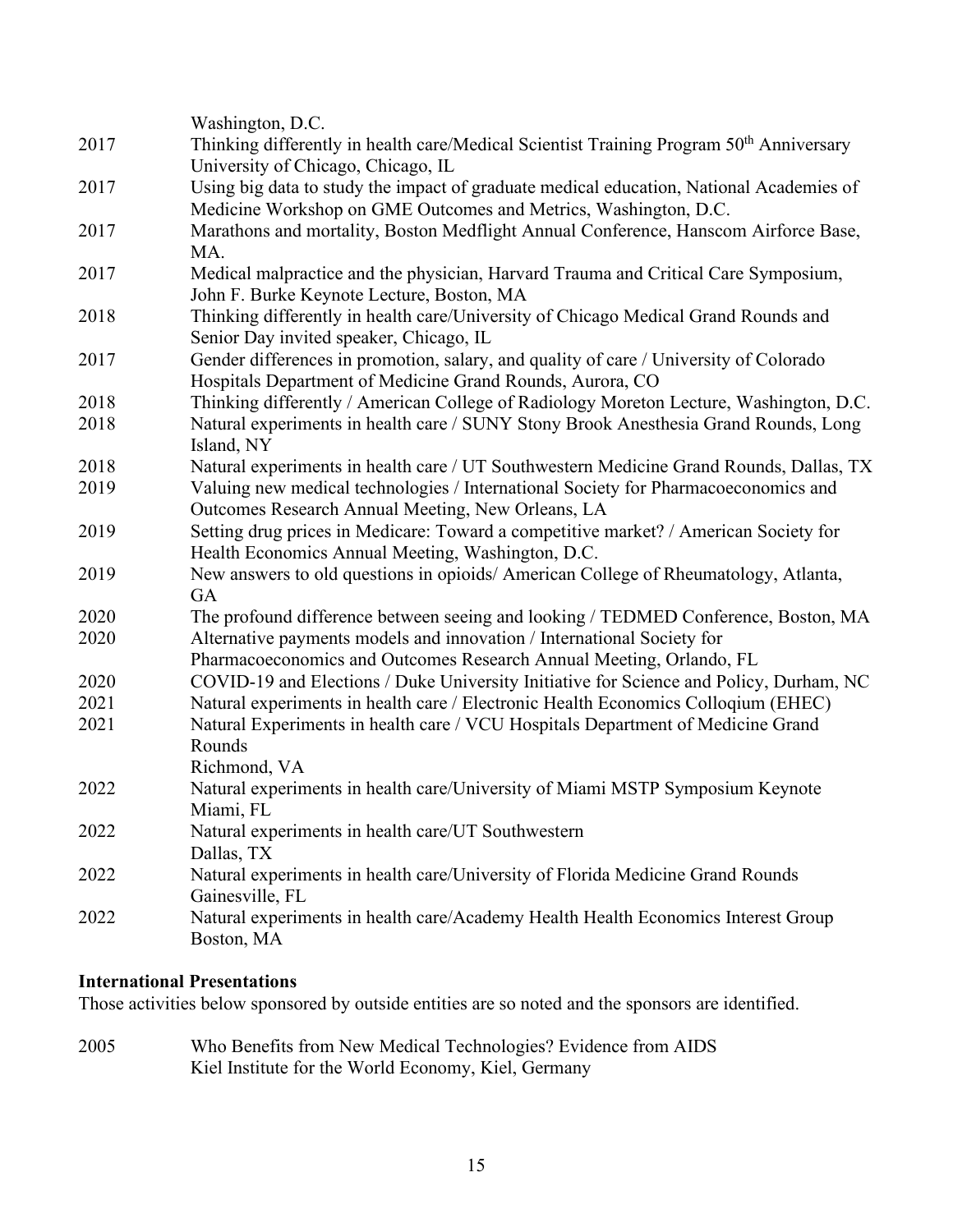Washington, D.C.

2017 Thinking differently in health care/Medical Scientist Training Program 50th Anniversary University of Chicago, Chicago, IL

2017 Using big data to study the impact of graduate medical education, National Academies of Medicine Workshop on GME Outcomes and Metrics, Washington, D.C.

2017 Marathons and mortality, Boston Medflight Annual Conference, Hanscom Airforce Base, MA.

2017 Medical malpractice and the physician, Harvard Trauma and Critical Care Symposium, John F. Burke Keynote Lecture, Boston, MA

2018 Thinking differently in health care/University of Chicago Medical Grand Rounds and Senior Day invited speaker, Chicago, IL

2017 Gender differences in promotion, salary, and quality of care / University of Colorado Hospitals Department of Medicine Grand Rounds, Aurora, CO

2018 Thinking differently / American College of Radiology Moreton Lecture, Washington, D.C.

2018 Natural experiments in health care / SUNY Stony Brook Anesthesia Grand Rounds, Long Island, NY

2018 Natural experiments in health care / UT Southwestern Medicine Grand Rounds, Dallas, TX

2019 Valuing new medical technologies / International Society for Pharmacoeconomics and Outcomes Research Annual Meeting, New Orleans, LA

2019 Setting drug prices in Medicare: Toward a competitive market? / American Society for Health Economics Annual Meeting, Washington, D.C.

2019 New answers to old questions in opioids/ American College of Rheumatology, Atlanta, GA

2020 The profound difference between seeing and looking / TEDMED Conference, Boston, MA

2020 Alternative payments models and innovation / International Society for Pharmacoeconomics and Outcomes Research Annual Meeting, Orlando, FL

2020 COVID-19 and Elections / Duke University Initiative for Science and Policy, Durham, NC

2021 Natural experiments in health care / Electronic Health Economics Colloqium (EHEC)

2021 Natural Experiments in health care / VCU Hospitals Department of Medicine Grand Rounds
Richmond, VA

2022 Natural experiments in health care/University of Miami MSTP Symposium Keynote
Miami, FL

2022 Natural experiments in health care/UT Southwestern
Dallas, TX

2022 Natural experiments in health care/University of Florida Medicine Grand Rounds
Gainesville, FL

2022 Natural experiments in health care/Academy Health Health Economics Interest Group
Boston, MA

**International Presentations**

Those activities below sponsored by outside entities are so noted and the sponsors are identified.

2005 Who Benefits from New Medical Technologies? Evidence from AIDS
Kiel Institute for the World Economy, Kiel, Germany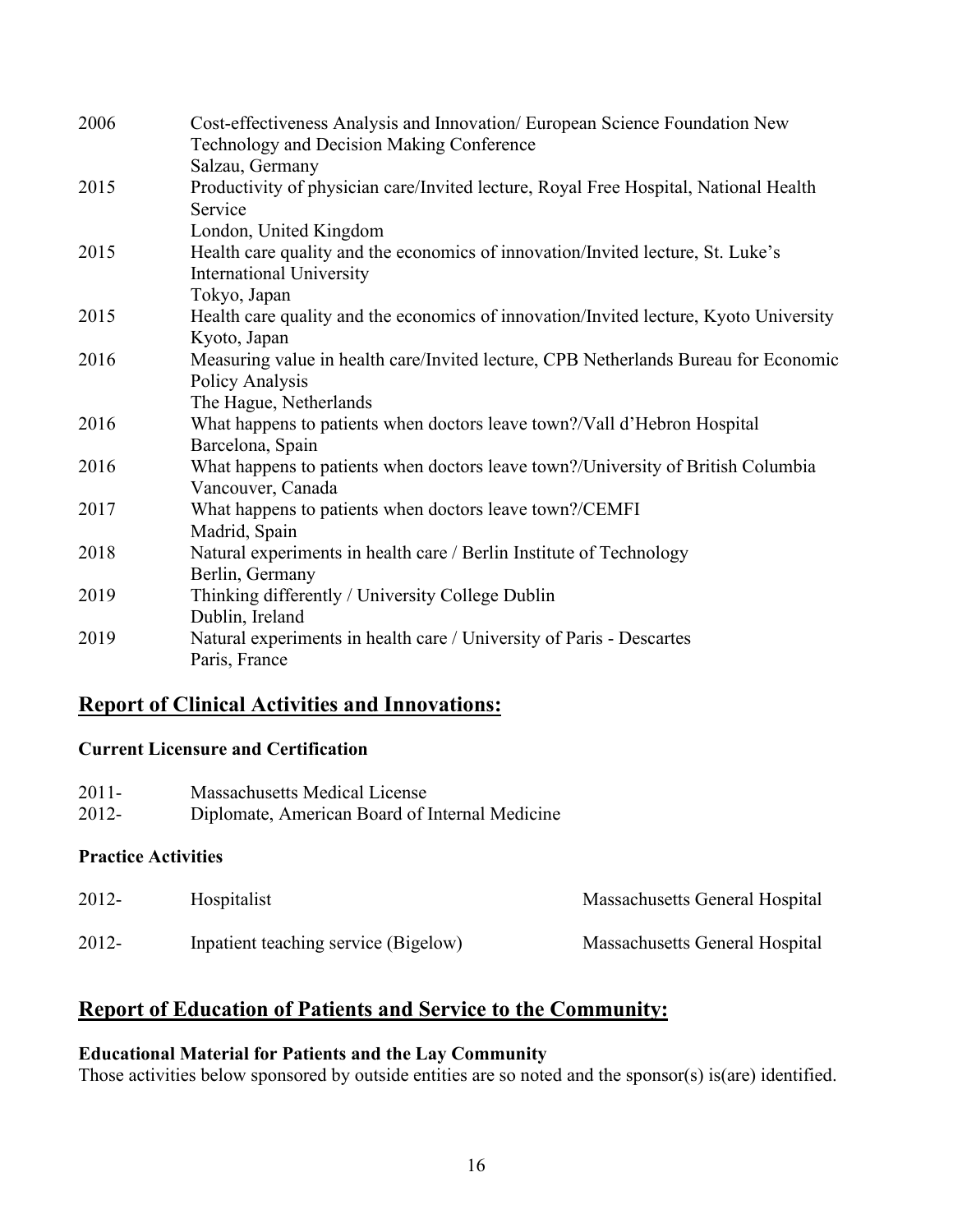| | |
|---|---|
| 2006 | Cost-effectiveness Analysis and Innovation/ European Science Foundation New Technology and Decision Making Conference<br>Salzau, Germany |
| 2015 | Productivity of physician care/Invited lecture, Royal Free Hospital, National Health Service<br>London, United Kingdom |
| 2015 | Health care quality and the economics of innovation/Invited lecture, St. Luke's International University<br>Tokyo, Japan |
| 2015 | Health care quality and the economics of innovation/Invited lecture, Kyoto University<br>Kyoto, Japan |
| 2016 | Measuring value in health care/Invited lecture, CPB Netherlands Bureau for Economic Policy Analysis<br>The Hague, Netherlands |
| 2016 | What happens to patients when doctors leave town?/Vall d'Hebron Hospital<br>Barcelona, Spain |
| 2016 | What happens to patients when doctors leave town?/University of British Columbia<br>Vancouver, Canada |
| 2017 | What happens to patients when doctors leave town?/CEMFI<br>Madrid, Spain |
| 2018 | Natural experiments in health care / Berlin Institute of Technology<br>Berlin, Germany |
| 2019 | Thinking differently / University College Dublin<br>Dublin, Ireland |
| 2019 | Natural experiments in health care / University of Paris - Descartes<br>Paris, France |

## Report of Clinical Activities and Innovations:

### Current Licensure and Certification

| | |
|---|---|
| 2011- | Massachusetts Medical License |
| 2012- | Diplomate, American Board of Internal Medicine |

### Practice Activities

| | | |
|---|---|---|
| 2012- | Hospitalist | Massachusetts General Hospital |
| 2012- | Inpatient teaching service (Bigelow) | Massachusetts General Hospital |

## Report of Education of Patients and Service to the Community:

### Educational Material for Patients and the Lay Community

Those activities below sponsored by outside entities are so noted and the sponsor(s) is(are) identified.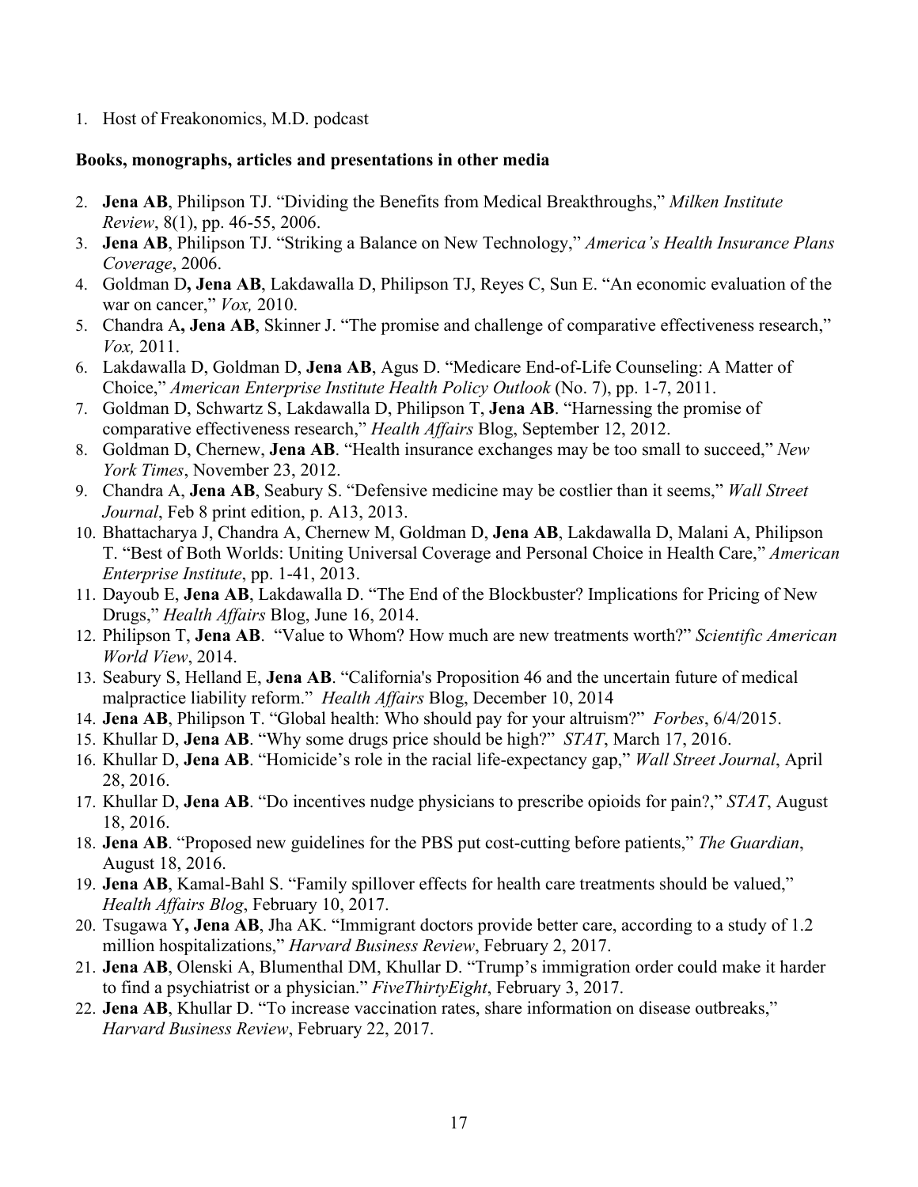1. Host of Freakonomics, M.D. podcast

**Books, monographs, articles and presentations in other media**

2. **Jena AB**, Philipson TJ. "Dividing the Benefits from Medical Breakthroughs," *Milken Institute Review*, 8(1), pp. 46-55, 2006.
3. **Jena AB**, Philipson TJ. "Striking a Balance on New Technology," *America's Health Insurance Plans Coverage*, 2006.
4. Goldman D**, Jena AB**, Lakdawalla D, Philipson TJ, Reyes C, Sun E. "An economic evaluation of the war on cancer," *Vox,* 2010.
5. Chandra A**, Jena AB**, Skinner J. "The promise and challenge of comparative effectiveness research," *Vox,* 2011.
6. Lakdawalla D, Goldman D, **Jena AB**, Agus D. "Medicare End-of-Life Counseling: A Matter of Choice," *American Enterprise Institute Health Policy Outlook* (No. 7), pp. 1-7, 2011.
7. Goldman D, Schwartz S, Lakdawalla D, Philipson T, **Jena AB**. "Harnessing the promise of comparative effectiveness research," *Health Affairs* Blog, September 12, 2012.
8. Goldman D, Chernew, **Jena AB**. "Health insurance exchanges may be too small to succeed," *New York Times*, November 23, 2012.
9. Chandra A, **Jena AB**, Seabury S. "Defensive medicine may be costlier than it seems," *Wall Street Journal*, Feb 8 print edition, p. A13, 2013.
10. Bhattacharya J, Chandra A, Chernew M, Goldman D, **Jena AB**, Lakdawalla D, Malani A, Philipson T. "Best of Both Worlds: Uniting Universal Coverage and Personal Choice in Health Care," *American Enterprise Institute*, pp. 1-41, 2013.
11. Dayoub E, **Jena AB**, Lakdawalla D. "The End of the Blockbuster? Implications for Pricing of New Drugs," *Health Affairs* Blog, June 16, 2014.
12. Philipson T, **Jena AB**. "Value to Whom? How much are new treatments worth?" *Scientific American World View*, 2014.
13. Seabury S, Helland E, **Jena AB**. "California's Proposition 46 and the uncertain future of medical malpractice liability reform." *Health Affairs* Blog, December 10, 2014
14. **Jena AB**, Philipson T. "Global health: Who should pay for your altruism?" *Forbes*, 6/4/2015.
15. Khullar D, **Jena AB**. "Why some drugs price should be high?" *STAT*, March 17, 2016.
16. Khullar D, **Jena AB**. "Homicide's role in the racial life-expectancy gap," *Wall Street Journal*, April 28, 2016.
17. Khullar D, **Jena AB**. "Do incentives nudge physicians to prescribe opioids for pain?," *STAT*, August 18, 2016.
18. **Jena AB**. "Proposed new guidelines for the PBS put cost-cutting before patients," *The Guardian*, August 18, 2016.
19. **Jena AB**, Kamal-Bahl S. "Family spillover effects for health care treatments should be valued," *Health Affairs Blog*, February 10, 2017.
20. Tsugawa Y**, Jena AB**, Jha AK. "Immigrant doctors provide better care, according to a study of 1.2 million hospitalizations," *Harvard Business Review*, February 2, 2017.
21. **Jena AB**, Olenski A, Blumenthal DM, Khullar D. "Trump's immigration order could make it harder to find a psychiatrist or a physician." *FiveThirtyEight*, February 3, 2017.
22. **Jena AB**, Khullar D. "To increase vaccination rates, share information on disease outbreaks," *Harvard Business Review*, February 22, 2017.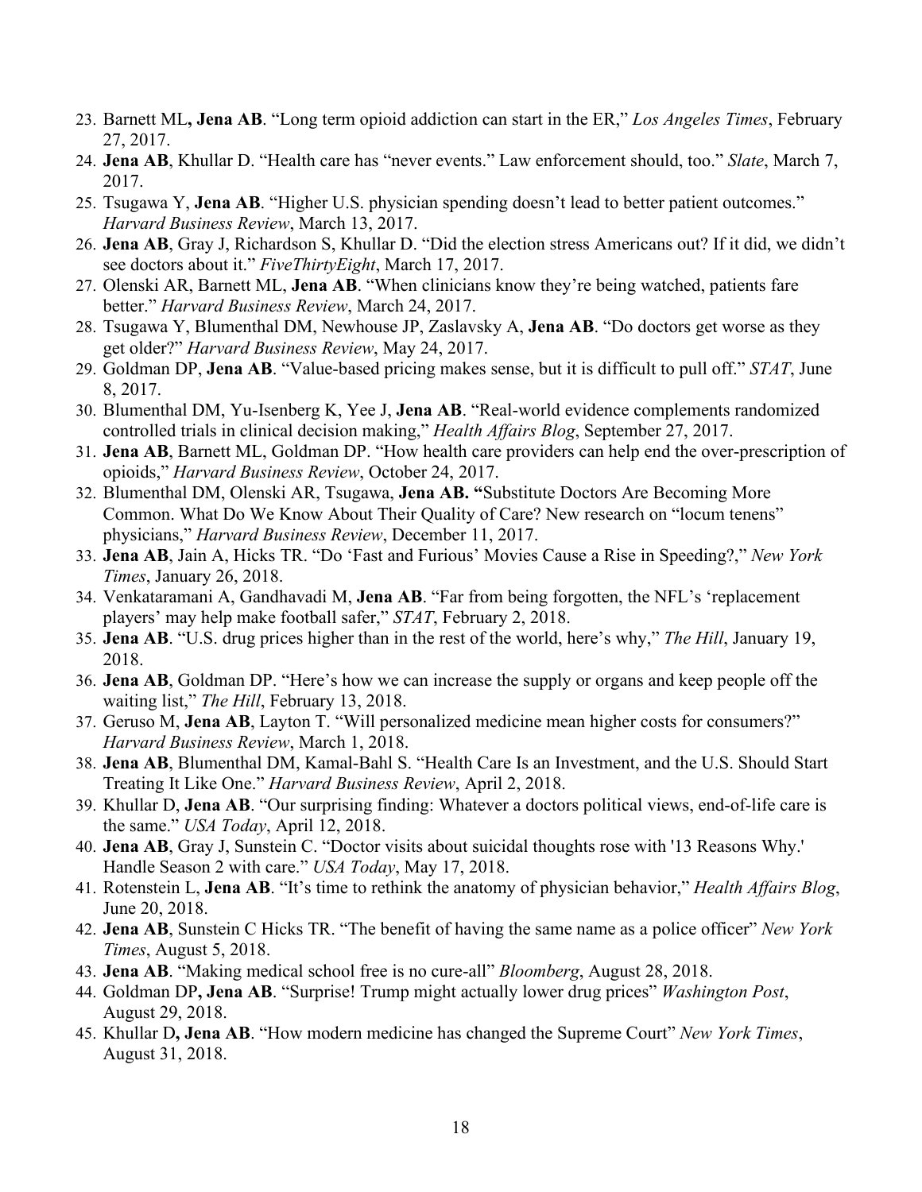23. Barnett ML**, Jena AB**. "Long term opioid addiction can start in the ER," *Los Angeles Times*, February 27, 2017.
24. **Jena AB**, Khullar D. "Health care has "never events." Law enforcement should, too." *Slate*, March 7, 2017.
25. Tsugawa Y, **Jena AB**. "Higher U.S. physician spending doesn't lead to better patient outcomes." *Harvard Business Review*, March 13, 2017.
26. **Jena AB**, Gray J, Richardson S, Khullar D. "Did the election stress Americans out? If it did, we didn't see doctors about it." *FiveThirtyEight*, March 17, 2017.
27. Olenski AR, Barnett ML, **Jena AB**. "When clinicians know they're being watched, patients fare better." *Harvard Business Review*, March 24, 2017.
28. Tsugawa Y, Blumenthal DM, Newhouse JP, Zaslavsky A, **Jena AB**. "Do doctors get worse as they get older?" *Harvard Business Review*, May 24, 2017.
29. Goldman DP, **Jena AB**. "Value-based pricing makes sense, but it is difficult to pull off." *STAT*, June 8, 2017.
30. Blumenthal DM, Yu-Isenberg K, Yee J, **Jena AB**. "Real-world evidence complements randomized controlled trials in clinical decision making," *Health Affairs Blog*, September 27, 2017.
31. **Jena AB**, Barnett ML, Goldman DP. "How health care providers can help end the over-prescription of opioids," *Harvard Business Review*, October 24, 2017.
32. Blumenthal DM, Olenski AR, Tsugawa, **Jena AB. "**Substitute Doctors Are Becoming More Common. What Do We Know About Their Quality of Care? New research on "locum tenens" physicians," *Harvard Business Review*, December 11, 2017.
33. **Jena AB**, Jain A, Hicks TR. "Do 'Fast and Furious' Movies Cause a Rise in Speeding?," *New York Times*, January 26, 2018.
34. Venkataramani A, Gandhavadi M, **Jena AB**. "Far from being forgotten, the NFL's 'replacement players' may help make football safer," *STAT*, February 2, 2018.
35. **Jena AB**. "U.S. drug prices higher than in the rest of the world, here's why," *The Hill*, January 19, 2018.
36. **Jena AB**, Goldman DP. "Here's how we can increase the supply or organs and keep people off the waiting list," *The Hill*, February 13, 2018.
37. Geruso M, **Jena AB**, Layton T. "Will personalized medicine mean higher costs for consumers?" *Harvard Business Review*, March 1, 2018.
38. **Jena AB**, Blumenthal DM, Kamal-Bahl S. "Health Care Is an Investment, and the U.S. Should Start Treating It Like One." *Harvard Business Review*, April 2, 2018.
39. Khullar D, **Jena AB**. "Our surprising finding: Whatever a doctors political views, end-of-life care is the same." *USA Today*, April 12, 2018.
40. **Jena AB**, Gray J, Sunstein C. "Doctor visits about suicidal thoughts rose with '13 Reasons Why.' Handle Season 2 with care." *USA Today*, May 17, 2018.
41. Rotenstein L, **Jena AB**. "It's time to rethink the anatomy of physician behavior," *Health Affairs Blog*, June 20, 2018.
42. **Jena AB**, Sunstein C Hicks TR. "The benefit of having the same name as a police officer" *New York Times*, August 5, 2018.
43. **Jena AB**. "Making medical school free is no cure-all" *Bloomberg*, August 28, 2018.
44. Goldman DP**, Jena AB**. "Surprise! Trump might actually lower drug prices" *Washington Post*, August 29, 2018.
45. Khullar D**, Jena AB**. "How modern medicine has changed the Supreme Court" *New York Times*, August 31, 2018.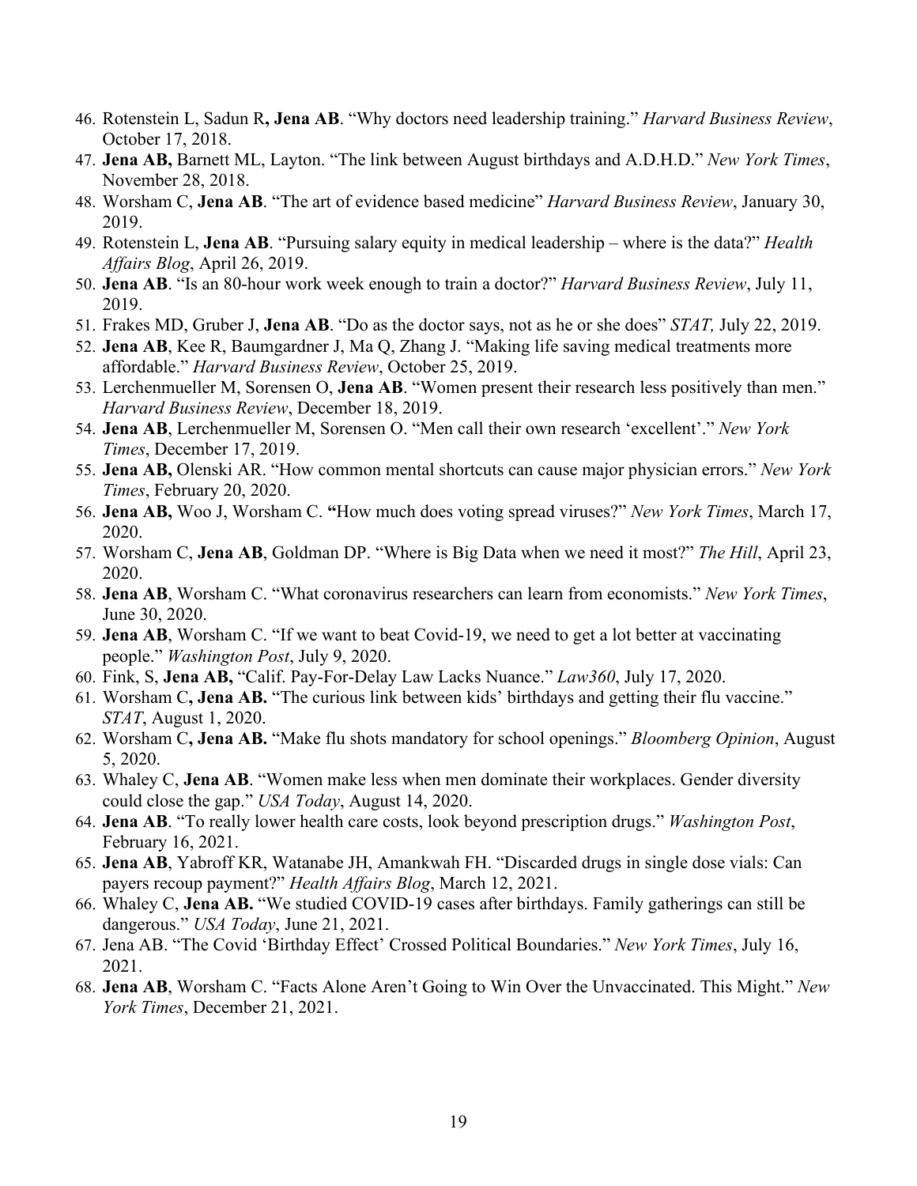46. Rotenstein L, Sadun R**, Jena AB**. "Why doctors need leadership training." *Harvard Business Review*, October 17, 2018.
47. **Jena AB,** Barnett ML, Layton. "The link between August birthdays and A.D.H.D." *New York Times*, November 28, 2018.
48. Worsham C, **Jena AB**. "The art of evidence based medicine" *Harvard Business Review*, January 30, 2019.
49. Rotenstein L, **Jena AB**. "Pursuing salary equity in medical leadership – where is the data?" *Health Affairs Blog*, April 26, 2019.
50. **Jena AB**. "Is an 80-hour work week enough to train a doctor?" *Harvard Business Review*, July 11, 2019.
51. Frakes MD, Gruber J, **Jena AB**. "Do as the doctor says, not as he or she does" *STAT,* July 22, 2019.
52. **Jena AB**, Kee R, Baumgardner J, Ma Q, Zhang J. "Making life saving medical treatments more affordable." *Harvard Business Review*, October 25, 2019.
53. Lerchenmueller M, Sorensen O, **Jena AB**. "Women present their research less positively than men." *Harvard Business Review*, December 18, 2019.
54. **Jena AB**, Lerchenmueller M, Sorensen O. "Men call their own research 'excellent'." *New York Times*, December 17, 2019.
55. **Jena AB,** Olenski AR. "How common mental shortcuts can cause major physician errors." *New York Times*, February 20, 2020.
56. **Jena AB,** Woo J, Worsham C. **"**How much does voting spread viruses?" *New York Times*, March 17, 2020.
57. Worsham C, **Jena AB**, Goldman DP. "Where is Big Data when we need it most?" *The Hill*, April 23, 2020.
58. **Jena AB**, Worsham C. "What coronavirus researchers can learn from economists." *New York Times*, June 30, 2020.
59. **Jena AB**, Worsham C. "If we want to beat Covid-19, we need to get a lot better at vaccinating people." *Washington Post*, July 9, 2020.
60. Fink, S, **Jena AB,** "Calif. Pay-For-Delay Law Lacks Nuance." *Law360*, July 17, 2020.
61. Worsham C**, Jena AB.** "The curious link between kids' birthdays and getting their flu vaccine." *STAT*, August 1, 2020.
62. Worsham C**, Jena AB.** "Make flu shots mandatory for school openings." *Bloomberg Opinion*, August 5, 2020.
63. Whaley C, **Jena AB**. "Women make less when men dominate their workplaces. Gender diversity could close the gap." *USA Today*, August 14, 2020.
64. **Jena AB**. "To really lower health care costs, look beyond prescription drugs." *Washington Post*, February 16, 2021.
65. **Jena AB**, Yabroff KR, Watanabe JH, Amankwah FH. "Discarded drugs in single dose vials: Can payers recoup payment?" *Health Affairs Blog*, March 12, 2021.
66. Whaley C, **Jena AB.** "We studied COVID-19 cases after birthdays. Family gatherings can still be dangerous." *USA Today*, June 21, 2021.
67. Jena AB. "The Covid 'Birthday Effect' Crossed Political Boundaries." *New York Times*, July 16, 2021.
68. **Jena AB**, Worsham C. "Facts Alone Aren't Going to Win Over the Unvaccinated. This Might." *New York Times*, December 21, 2021.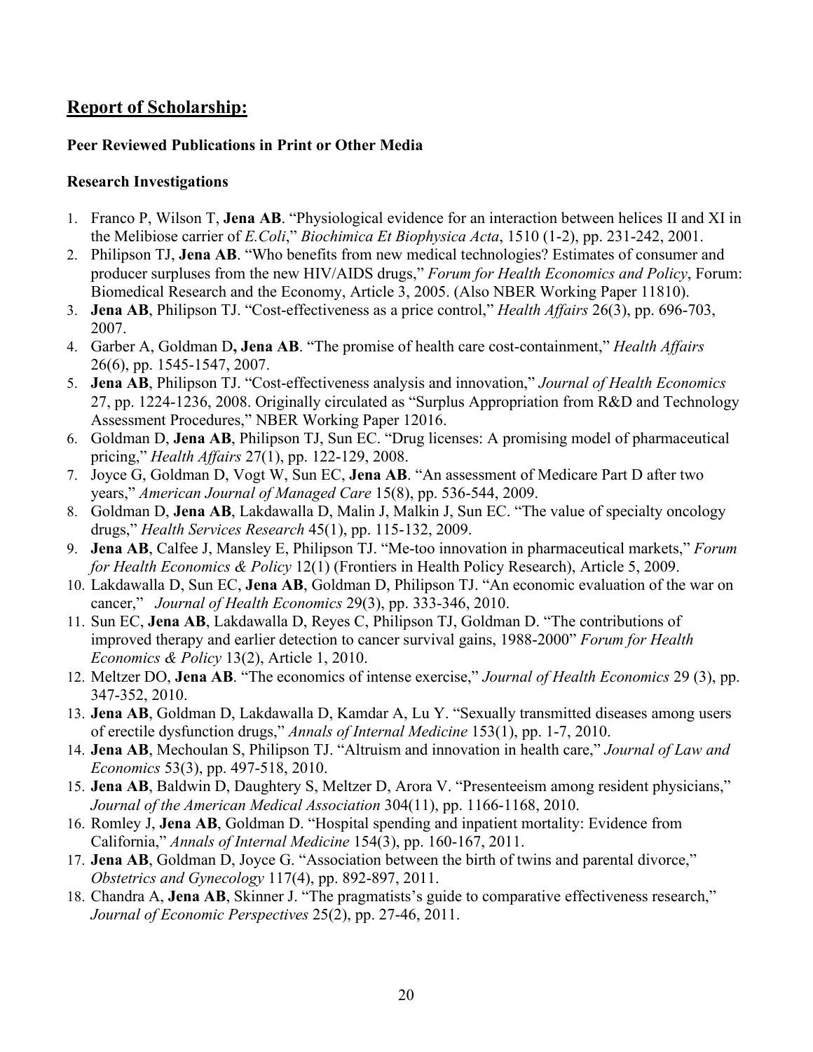## Report of Scholarship:

### Peer Reviewed Publications in Print or Other Media

### Research Investigations

1. Franco P, Wilson T, **Jena AB**. "Physiological evidence for an interaction between helices II and XI in the Melibiose carrier of *E.Coli*," *Biochimica Et Biophysica Acta*, 1510 (1-2), pp. 231-242, 2001.
2. Philipson TJ, **Jena AB**. "Who benefits from new medical technologies? Estimates of consumer and producer surpluses from the new HIV/AIDS drugs," *Forum for Health Economics and Policy*, Forum: Biomedical Research and the Economy, Article 3, 2005. (Also NBER Working Paper 11810).
3. **Jena AB**, Philipson TJ. "Cost-effectiveness as a price control," *Health Affairs* 26(3), pp. 696-703, 2007.
4. Garber A, Goldman D**, Jena AB**. "The promise of health care cost-containment," *Health Affairs* 26(6), pp. 1545-1547, 2007.
5. **Jena AB**, Philipson TJ. "Cost-effectiveness analysis and innovation," *Journal of Health Economics* 27, pp. 1224-1236, 2008. Originally circulated as "Surplus Appropriation from R&D and Technology Assessment Procedures," NBER Working Paper 12016.
6. Goldman D, **Jena AB**, Philipson TJ, Sun EC. "Drug licenses: A promising model of pharmaceutical pricing," *Health Affairs* 27(1), pp. 122-129, 2008.
7. Joyce G, Goldman D, Vogt W, Sun EC, **Jena AB**. "An assessment of Medicare Part D after two years," *American Journal of Managed Care* 15(8), pp. 536-544, 2009.
8. Goldman D, **Jena AB**, Lakdawalla D, Malin J, Malkin J, Sun EC. "The value of specialty oncology drugs," *Health Services Research* 45(1), pp. 115-132, 2009.
9. **Jena AB**, Calfee J, Mansley E, Philipson TJ. "Me-too innovation in pharmaceutical markets," *Forum for Health Economics & Policy* 12(1) (Frontiers in Health Policy Research), Article 5, 2009.
10. Lakdawalla D, Sun EC, **Jena AB**, Goldman D, Philipson TJ. "An economic evaluation of the war on cancer," *Journal of Health Economics* 29(3), pp. 333-346, 2010.
11. Sun EC, **Jena AB**, Lakdawalla D, Reyes C, Philipson TJ, Goldman D. "The contributions of improved therapy and earlier detection to cancer survival gains, 1988-2000" *Forum for Health Economics & Policy* 13(2), Article 1, 2010.
12. Meltzer DO, **Jena AB**. "The economics of intense exercise," *Journal of Health Economics* 29 (3), pp. 347-352, 2010.
13. **Jena AB**, Goldman D, Lakdawalla D, Kamdar A, Lu Y. "Sexually transmitted diseases among users of erectile dysfunction drugs," *Annals of Internal Medicine* 153(1), pp. 1-7, 2010.
14. **Jena AB**, Mechoulan S, Philipson TJ. "Altruism and innovation in health care," *Journal of Law and Economics* 53(3), pp. 497-518, 2010.
15. **Jena AB**, Baldwin D, Daughtery S, Meltzer D, Arora V. "Presenteeism among resident physicians," *Journal of the American Medical Association* 304(11), pp. 1166-1168, 2010.
16. Romley J, **Jena AB**, Goldman D. "Hospital spending and inpatient mortality: Evidence from California," *Annals of Internal Medicine* 154(3), pp. 160-167, 2011.
17. **Jena AB**, Goldman D, Joyce G. "Association between the birth of twins and parental divorce," *Obstetrics and Gynecology* 117(4), pp. 892-897, 2011.
18. Chandra A, **Jena AB**, Skinner J. "The pragmatists's guide to comparative effectiveness research," *Journal of Economic Perspectives* 25(2), pp. 27-46, 2011.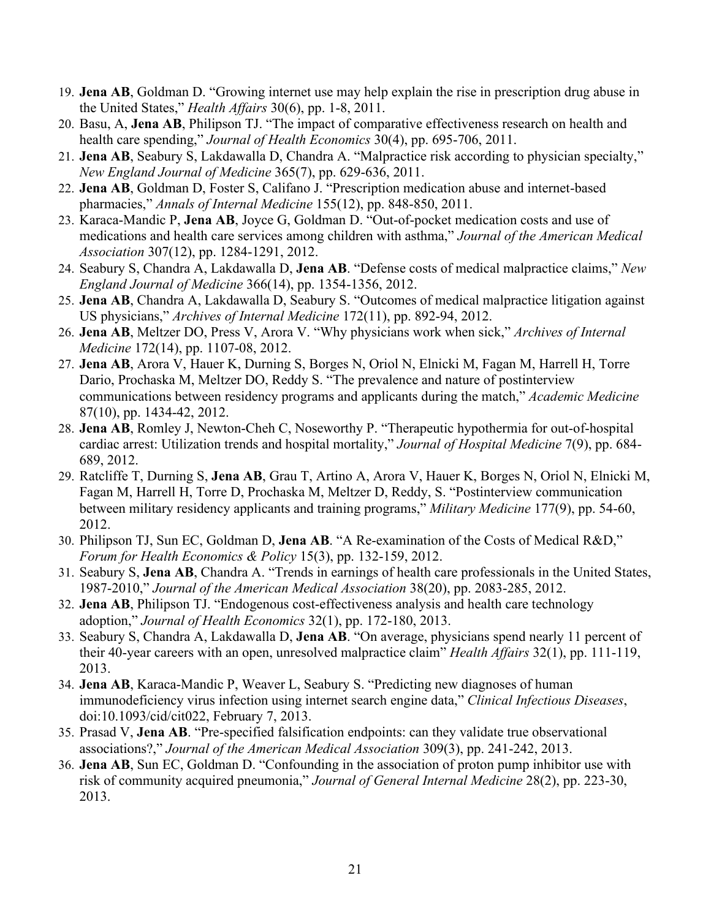19. **Jena AB**, Goldman D. "Growing internet use may help explain the rise in prescription drug abuse in the United States," *Health Affairs* 30(6), pp. 1-8, 2011.
20. Basu, A, **Jena AB**, Philipson TJ. "The impact of comparative effectiveness research on health and health care spending," *Journal of Health Economics* 30(4), pp. 695-706, 2011.
21. **Jena AB**, Seabury S, Lakdawalla D, Chandra A. "Malpractice risk according to physician specialty," *New England Journal of Medicine* 365(7), pp. 629-636, 2011.
22. **Jena AB**, Goldman D, Foster S, Califano J. "Prescription medication abuse and internet-based pharmacies," *Annals of Internal Medicine* 155(12), pp. 848-850, 2011.
23. Karaca-Mandic P, **Jena AB**, Joyce G, Goldman D. "Out-of-pocket medication costs and use of medications and health care services among children with asthma," *Journal of the American Medical Association* 307(12), pp. 1284-1291, 2012.
24. Seabury S, Chandra A, Lakdawalla D, **Jena AB**. "Defense costs of medical malpractice claims," *New England Journal of Medicine* 366(14), pp. 1354-1356, 2012.
25. **Jena AB**, Chandra A, Lakdawalla D, Seabury S. "Outcomes of medical malpractice litigation against US physicians," *Archives of Internal Medicine* 172(11), pp. 892-94, 2012.
26. **Jena AB**, Meltzer DO, Press V, Arora V. "Why physicians work when sick," *Archives of Internal Medicine* 172(14), pp. 1107-08, 2012.
27. **Jena AB**, Arora V, Hauer K, Durning S, Borges N, Oriol N, Elnicki M, Fagan M, Harrell H, Torre Dario, Prochaska M, Meltzer DO, Reddy S. "The prevalence and nature of postinterview communications between residency programs and applicants during the match," *Academic Medicine* 87(10), pp. 1434-42, 2012.
28. **Jena AB**, Romley J, Newton-Cheh C, Noseworthy P. "Therapeutic hypothermia for out-of-hospital cardiac arrest: Utilization trends and hospital mortality," *Journal of Hospital Medicine* 7(9), pp. 684-689, 2012.
29. Ratcliffe T, Durning S, **Jena AB**, Grau T, Artino A, Arora V, Hauer K, Borges N, Oriol N, Elnicki M, Fagan M, Harrell H, Torre D, Prochaska M, Meltzer D, Reddy, S. "Postinterview communication between military residency applicants and training programs," *Military Medicine* 177(9), pp. 54-60, 2012.
30. Philipson TJ, Sun EC, Goldman D, **Jena AB**. "A Re-examination of the Costs of Medical R&D," *Forum for Health Economics & Policy* 15(3), pp. 132-159, 2012.
31. Seabury S, **Jena AB**, Chandra A. "Trends in earnings of health care professionals in the United States, 1987-2010," *Journal of the American Medical Association* 38(20), pp. 2083-285, 2012.
32. **Jena AB**, Philipson TJ. "Endogenous cost-effectiveness analysis and health care technology adoption," *Journal of Health Economics* 32(1), pp. 172-180, 2013.
33. Seabury S, Chandra A, Lakdawalla D, **Jena AB**. "On average, physicians spend nearly 11 percent of their 40-year careers with an open, unresolved malpractice claim" *Health Affairs* 32(1), pp. 111-119, 2013.
34. **Jena AB**, Karaca-Mandic P, Weaver L, Seabury S. "Predicting new diagnoses of human immunodeficiency virus infection using internet search engine data," *Clinical Infectious Diseases*, doi:10.1093/cid/cit022, February 7, 2013.
35. Prasad V, **Jena AB**. "Pre-specified falsification endpoints: can they validate true observational associations?," *Journal of the American Medical Association* 309(3), pp. 241-242, 2013.
36. **Jena AB**, Sun EC, Goldman D. "Confounding in the association of proton pump inhibitor use with risk of community acquired pneumonia," *Journal of General Internal Medicine* 28(2), pp. 223-30, 2013.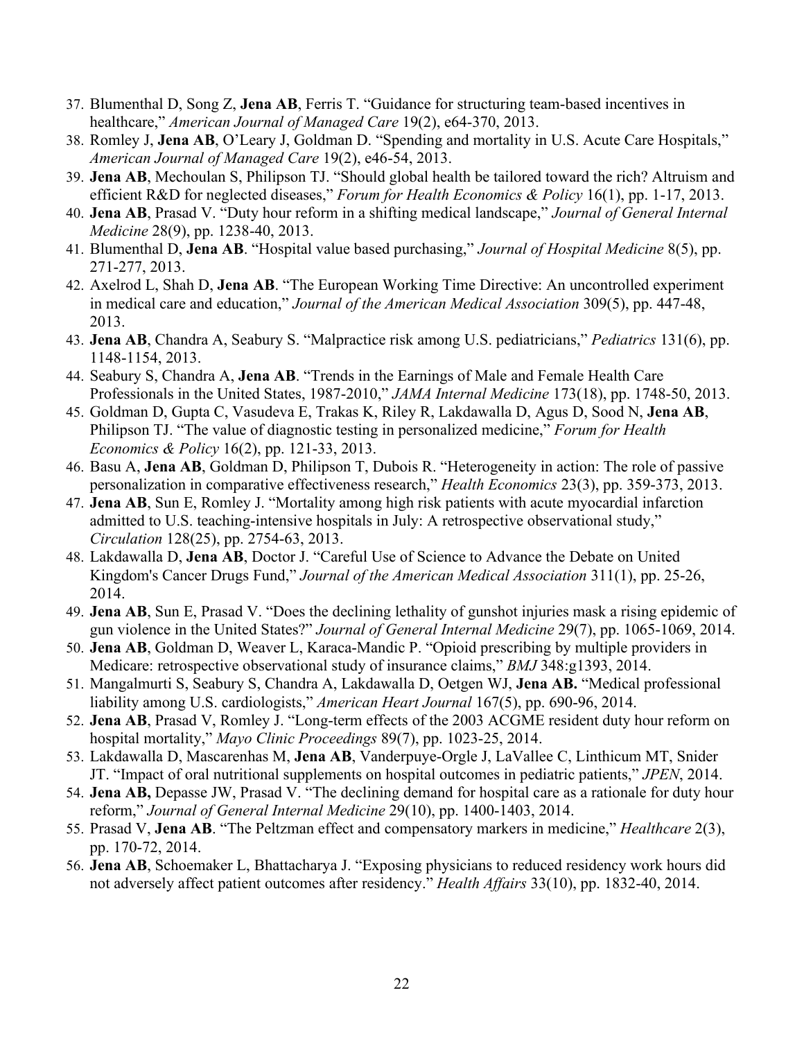37. Blumenthal D, Song Z, **Jena AB**, Ferris T. "Guidance for structuring team-based incentives in healthcare," *American Journal of Managed Care* 19(2), e64-370, 2013.
38. Romley J, **Jena AB**, O'Leary J, Goldman D. "Spending and mortality in U.S. Acute Care Hospitals," *American Journal of Managed Care* 19(2), e46-54, 2013.
39. **Jena AB**, Mechoulan S, Philipson TJ. "Should global health be tailored toward the rich? Altruism and efficient R&D for neglected diseases," *Forum for Health Economics & Policy* 16(1), pp. 1-17, 2013.
40. **Jena AB**, Prasad V. "Duty hour reform in a shifting medical landscape," *Journal of General Internal Medicine* 28(9), pp. 1238-40, 2013.
41. Blumenthal D, **Jena AB**. "Hospital value based purchasing," *Journal of Hospital Medicine* 8(5), pp. 271-277, 2013.
42. Axelrod L, Shah D, **Jena AB**. "The European Working Time Directive: An uncontrolled experiment in medical care and education," *Journal of the American Medical Association* 309(5), pp. 447-48, 2013.
43. **Jena AB**, Chandra A, Seabury S. "Malpractice risk among U.S. pediatricians," *Pediatrics* 131(6), pp. 1148-1154, 2013.
44. Seabury S, Chandra A, **Jena AB**. "Trends in the Earnings of Male and Female Health Care Professionals in the United States, 1987-2010," *JAMA Internal Medicine* 173(18), pp. 1748-50, 2013.
45. Goldman D, Gupta C, Vasudeva E, Trakas K, Riley R, Lakdawalla D, Agus D, Sood N, **Jena AB**, Philipson TJ. "The value of diagnostic testing in personalized medicine," *Forum for Health Economics & Policy* 16(2), pp. 121-33, 2013.
46. Basu A, **Jena AB**, Goldman D, Philipson T, Dubois R. "Heterogeneity in action: The role of passive personalization in comparative effectiveness research," *Health Economics* 23(3), pp. 359-373, 2013.
47. **Jena AB**, Sun E, Romley J. "Mortality among high risk patients with acute myocardial infarction admitted to U.S. teaching-intensive hospitals in July: A retrospective observational study," *Circulation* 128(25), pp. 2754-63, 2013.
48. Lakdawalla D, **Jena AB**, Doctor J. "Careful Use of Science to Advance the Debate on United Kingdom's Cancer Drugs Fund," *Journal of the American Medical Association* 311(1), pp. 25-26, 2014.
49. **Jena AB**, Sun E, Prasad V. "Does the declining lethality of gunshot injuries mask a rising epidemic of gun violence in the United States?" *Journal of General Internal Medicine* 29(7), pp. 1065-1069, 2014.
50. **Jena AB**, Goldman D, Weaver L, Karaca-Mandic P. "Opioid prescribing by multiple providers in Medicare: retrospective observational study of insurance claims," *BMJ* 348:g1393, 2014.
51. Mangalmurti S, Seabury S, Chandra A, Lakdawalla D, Oetgen WJ, **Jena AB.** "Medical professional liability among U.S. cardiologists," *American Heart Journal* 167(5), pp. 690-96, 2014.
52. **Jena AB**, Prasad V, Romley J. "Long-term effects of the 2003 ACGME resident duty hour reform on hospital mortality," *Mayo Clinic Proceedings* 89(7), pp. 1023-25, 2014.
53. Lakdawalla D, Mascarenhas M, **Jena AB**, Vanderpuye-Orgle J, LaVallee C, Linthicum MT, Snider JT. "Impact of oral nutritional supplements on hospital outcomes in pediatric patients," *JPEN*, 2014.
54. **Jena AB,** Depasse JW, Prasad V. "The declining demand for hospital care as a rationale for duty hour reform," *Journal of General Internal Medicine* 29(10), pp. 1400-1403, 2014.
55. Prasad V, **Jena AB**. "The Peltzman effect and compensatory markers in medicine," *Healthcare* 2(3), pp. 170-72, 2014.
56. **Jena AB**, Schoemaker L, Bhattacharya J. "Exposing physicians to reduced residency work hours did not adversely affect patient outcomes after residency." *Health Affairs* 33(10), pp. 1832-40, 2014.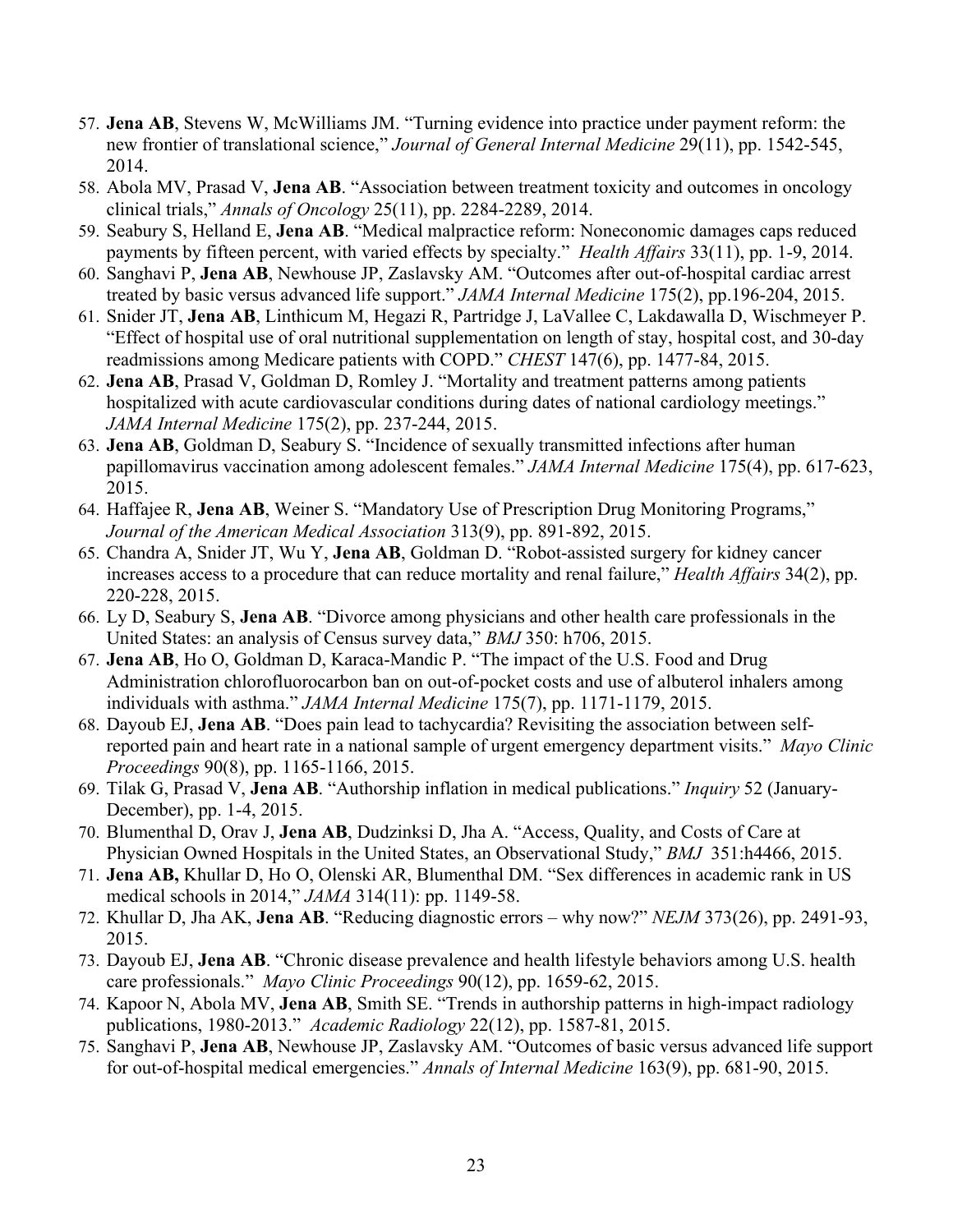57. **Jena AB**, Stevens W, McWilliams JM. "Turning evidence into practice under payment reform: the new frontier of translational science," *Journal of General Internal Medicine* 29(11), pp. 1542-545, 2014.
58. Abola MV, Prasad V, **Jena AB**. "Association between treatment toxicity and outcomes in oncology clinical trials," *Annals of Oncology* 25(11), pp. 2284-2289, 2014.
59. Seabury S, Helland E, **Jena AB**. "Medical malpractice reform: Noneconomic damages caps reduced payments by fifteen percent, with varied effects by specialty." *Health Affairs* 33(11), pp. 1-9, 2014.
60. Sanghavi P, **Jena AB**, Newhouse JP, Zaslavsky AM. "Outcomes after out-of-hospital cardiac arrest treated by basic versus advanced life support." *JAMA Internal Medicine* 175(2), pp.196-204, 2015.
61. Snider JT, **Jena AB**, Linthicum M, Hegazi R, Partridge J, LaVallee C, Lakdawalla D, Wischmeyer P. "Effect of hospital use of oral nutritional supplementation on length of stay, hospital cost, and 30-day readmissions among Medicare patients with COPD." *CHEST* 147(6), pp. 1477-84, 2015.
62. **Jena AB**, Prasad V, Goldman D, Romley J. "Mortality and treatment patterns among patients hospitalized with acute cardiovascular conditions during dates of national cardiology meetings." *JAMA Internal Medicine* 175(2), pp. 237-244, 2015.
63. **Jena AB**, Goldman D, Seabury S. "Incidence of sexually transmitted infections after human papillomavirus vaccination among adolescent females." *JAMA Internal Medicine* 175(4), pp. 617-623, 2015.
64. Haffajee R, **Jena AB**, Weiner S. "Mandatory Use of Prescription Drug Monitoring Programs," *Journal of the American Medical Association* 313(9), pp. 891-892, 2015.
65. Chandra A, Snider JT, Wu Y, **Jena AB**, Goldman D. "Robot-assisted surgery for kidney cancer increases access to a procedure that can reduce mortality and renal failure," *Health Affairs* 34(2), pp. 220-228, 2015.
66. Ly D, Seabury S, **Jena AB**. "Divorce among physicians and other health care professionals in the United States: an analysis of Census survey data," *BMJ* 350: h706, 2015.
67. **Jena AB**, Ho O, Goldman D, Karaca-Mandic P. "The impact of the U.S. Food and Drug Administration chlorofluorocarbon ban on out-of-pocket costs and use of albuterol inhalers among individuals with asthma." *JAMA Internal Medicine* 175(7), pp. 1171-1179, 2015.
68. Dayoub EJ, **Jena AB**. "Does pain lead to tachycardia? Revisiting the association between self-reported pain and heart rate in a national sample of urgent emergency department visits." *Mayo Clinic Proceedings* 90(8), pp. 1165-1166, 2015.
69. Tilak G, Prasad V, **Jena AB**. "Authorship inflation in medical publications." *Inquiry* 52 (January-December), pp. 1-4, 2015.
70. Blumenthal D, Orav J, **Jena AB**, Dudzinksi D, Jha A. "Access, Quality, and Costs of Care at Physician Owned Hospitals in the United States, an Observational Study," *BMJ* 351:h4466, 2015.
71. **Jena AB,** Khullar D, Ho O, Olenski AR, Blumenthal DM. "Sex differences in academic rank in US medical schools in 2014," *JAMA* 314(11): pp. 1149-58.
72. Khullar D, Jha AK, **Jena AB**. "Reducing diagnostic errors – why now?" *NEJM* 373(26), pp. 2491-93, 2015.
73. Dayoub EJ, **Jena AB**. "Chronic disease prevalence and health lifestyle behaviors among U.S. health care professionals." *Mayo Clinic Proceedings* 90(12), pp. 1659-62, 2015.
74. Kapoor N, Abola MV, **Jena AB**, Smith SE. "Trends in authorship patterns in high-impact radiology publications, 1980-2013." *Academic Radiology* 22(12), pp. 1587-81, 2015.
75. Sanghavi P, **Jena AB**, Newhouse JP, Zaslavsky AM. "Outcomes of basic versus advanced life support for out-of-hospital medical emergencies." *Annals of Internal Medicine* 163(9), pp. 681-90, 2015.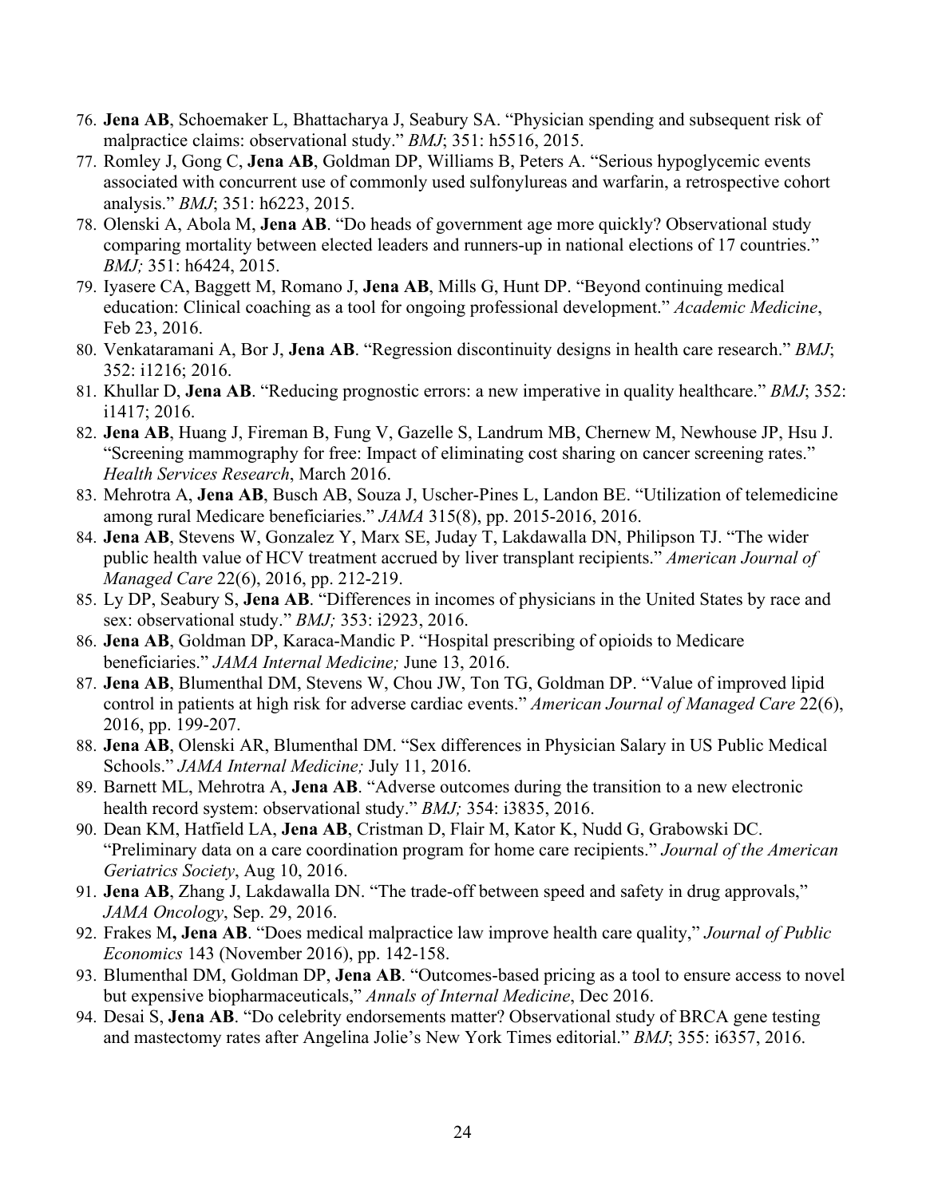76. **Jena AB**, Schoemaker L, Bhattacharya J, Seabury SA. "Physician spending and subsequent risk of malpractice claims: observational study." *BMJ*; 351: h5516, 2015.
77. Romley J, Gong C, **Jena AB**, Goldman DP, Williams B, Peters A. "Serious hypoglycemic events associated with concurrent use of commonly used sulfonylureas and warfarin, a retrospective cohort analysis." *BMJ*; 351: h6223, 2015.
78. Olenski A, Abola M, **Jena AB**. "Do heads of government age more quickly? Observational study comparing mortality between elected leaders and runners-up in national elections of 17 countries." *BMJ;* 351: h6424, 2015.
79. Iyasere CA, Baggett M, Romano J, **Jena AB**, Mills G, Hunt DP. "Beyond continuing medical education: Clinical coaching as a tool for ongoing professional development." *Academic Medicine*, Feb 23, 2016.
80. Venkataramani A, Bor J, **Jena AB**. "Regression discontinuity designs in health care research." *BMJ*; 352: i1216; 2016.
81. Khullar D, **Jena AB**. "Reducing prognostic errors: a new imperative in quality healthcare." *BMJ*; 352: i1417; 2016.
82. **Jena AB**, Huang J, Fireman B, Fung V, Gazelle S, Landrum MB, Chernew M, Newhouse JP, Hsu J. "Screening mammography for free: Impact of eliminating cost sharing on cancer screening rates." *Health Services Research*, March 2016.
83. Mehrotra A, **Jena AB**, Busch AB, Souza J, Uscher-Pines L, Landon BE. "Utilization of telemedicine among rural Medicare beneficiaries." *JAMA* 315(8), pp. 2015-2016, 2016.
84. **Jena AB**, Stevens W, Gonzalez Y, Marx SE, Juday T, Lakdawalla DN, Philipson TJ. "The wider public health value of HCV treatment accrued by liver transplant recipients." *American Journal of Managed Care* 22(6), 2016, pp. 212-219.
85. Ly DP, Seabury S, **Jena AB**. "Differences in incomes of physicians in the United States by race and sex: observational study." *BMJ;* 353: i2923, 2016.
86. **Jena AB**, Goldman DP, Karaca-Mandic P. "Hospital prescribing of opioids to Medicare beneficiaries." *JAMA Internal Medicine;* June 13, 2016.
87. **Jena AB**, Blumenthal DM, Stevens W, Chou JW, Ton TG, Goldman DP. "Value of improved lipid control in patients at high risk for adverse cardiac events." *American Journal of Managed Care* 22(6), 2016, pp. 199-207.
88. **Jena AB**, Olenski AR, Blumenthal DM. "Sex differences in Physician Salary in US Public Medical Schools." *JAMA Internal Medicine;* July 11, 2016.
89. Barnett ML, Mehrotra A, **Jena AB**. "Adverse outcomes during the transition to a new electronic health record system: observational study." *BMJ;* 354: i3835, 2016.
90. Dean KM, Hatfield LA, **Jena AB**, Cristman D, Flair M, Kator K, Nudd G, Grabowski DC. "Preliminary data on a care coordination program for home care recipients." *Journal of the American Geriatrics Society*, Aug 10, 2016.
91. **Jena AB**, Zhang J, Lakdawalla DN. "The trade-off between speed and safety in drug approvals," *JAMA Oncology*, Sep. 29, 2016.
92. Frakes M**, Jena AB**. "Does medical malpractice law improve health care quality," *Journal of Public Economics* 143 (November 2016), pp. 142-158.
93. Blumenthal DM, Goldman DP, **Jena AB**. "Outcomes-based pricing as a tool to ensure access to novel but expensive biopharmaceuticals," *Annals of Internal Medicine*, Dec 2016.
94. Desai S, **Jena AB**. "Do celebrity endorsements matter? Observational study of BRCA gene testing and mastectomy rates after Angelina Jolie's New York Times editorial." *BMJ*; 355: i6357, 2016.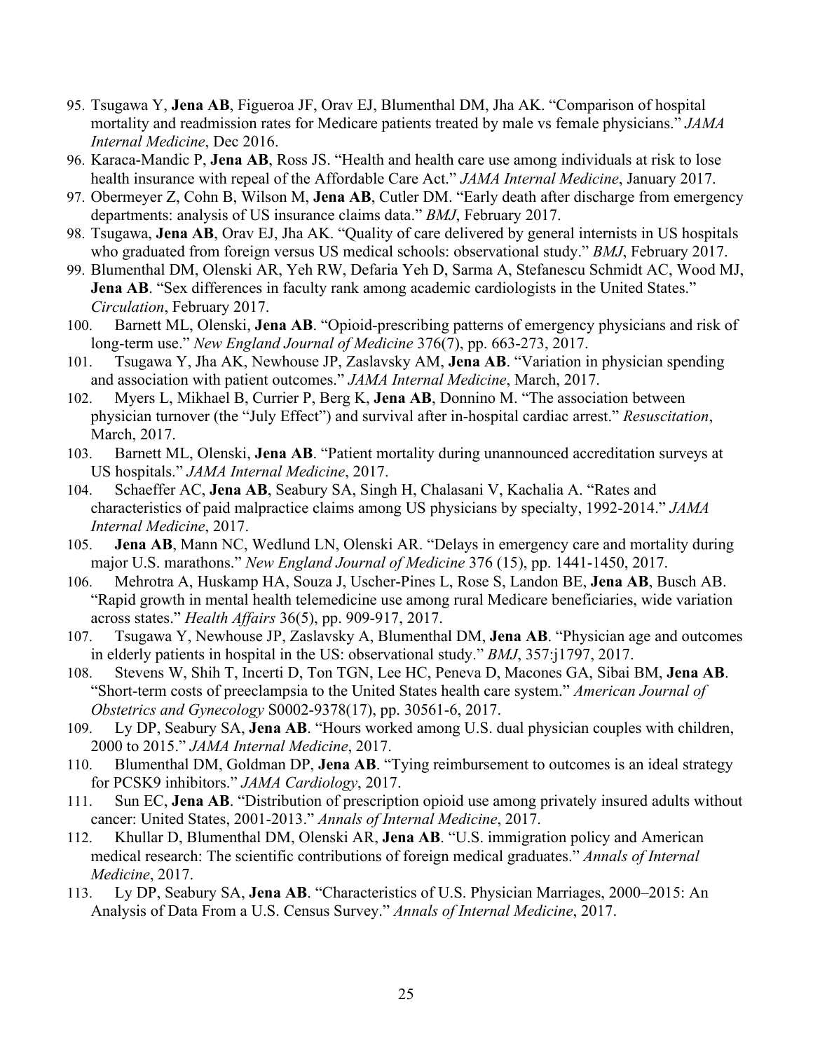95. Tsugawa Y, **Jena AB**, Figueroa JF, Orav EJ, Blumenthal DM, Jha AK. "Comparison of hospital mortality and readmission rates for Medicare patients treated by male vs female physicians." *JAMA Internal Medicine*, Dec 2016.
96. Karaca-Mandic P, **Jena AB**, Ross JS. "Health and health care use among individuals at risk to lose health insurance with repeal of the Affordable Care Act." *JAMA Internal Medicine*, January 2017.
97. Obermeyer Z, Cohn B, Wilson M, **Jena AB**, Cutler DM. "Early death after discharge from emergency departments: analysis of US insurance claims data." *BMJ*, February 2017.
98. Tsugawa, **Jena AB**, Orav EJ, Jha AK. "Quality of care delivered by general internists in US hospitals who graduated from foreign versus US medical schools: observational study." *BMJ*, February 2017.
99. Blumenthal DM, Olenski AR, Yeh RW, Defaria Yeh D, Sarma A, Stefanescu Schmidt AC, Wood MJ, **Jena AB**. "Sex differences in faculty rank among academic cardiologists in the United States." *Circulation*, February 2017.
100. Barnett ML, Olenski, **Jena AB**. "Opioid-prescribing patterns of emergency physicians and risk of long-term use." *New England Journal of Medicine* 376(7), pp. 663-273, 2017.
101. Tsugawa Y, Jha AK, Newhouse JP, Zaslavsky AM, **Jena AB**. "Variation in physician spending and association with patient outcomes." *JAMA Internal Medicine*, March, 2017.
102. Myers L, Mikhael B, Currier P, Berg K, **Jena AB**, Donnino M. "The association between physician turnover (the "July Effect") and survival after in-hospital cardiac arrest." *Resuscitation*, March, 2017.
103. Barnett ML, Olenski, **Jena AB**. "Patient mortality during unannounced accreditation surveys at US hospitals." *JAMA Internal Medicine*, 2017.
104. Schaeffer AC, **Jena AB**, Seabury SA, Singh H, Chalasani V, Kachalia A. "Rates and characteristics of paid malpractice claims among US physicians by specialty, 1992-2014." *JAMA Internal Medicine*, 2017.
105. **Jena AB**, Mann NC, Wedlund LN, Olenski AR. "Delays in emergency care and mortality during major U.S. marathons." *New England Journal of Medicine* 376 (15), pp. 1441-1450, 2017.
106. Mehrotra A, Huskamp HA, Souza J, Uscher-Pines L, Rose S, Landon BE, **Jena AB**, Busch AB. "Rapid growth in mental health telemedicine use among rural Medicare beneficiaries, wide variation across states." *Health Affairs* 36(5), pp. 909-917, 2017.
107. Tsugawa Y, Newhouse JP, Zaslavsky A, Blumenthal DM, **Jena AB**. "Physician age and outcomes in elderly patients in hospital in the US: observational study." *BMJ*, 357:j1797, 2017.
108. Stevens W, Shih T, Incerti D, Ton TGN, Lee HC, Peneva D, Macones GA, Sibai BM, **Jena AB**. "Short-term costs of preeclampsia to the United States health care system." *American Journal of Obstetrics and Gynecology* S0002-9378(17), pp. 30561-6, 2017.
109. Ly DP, Seabury SA, **Jena AB**. "Hours worked among U.S. dual physician couples with children, 2000 to 2015." *JAMA Internal Medicine*, 2017.
110. Blumenthal DM, Goldman DP, **Jena AB**. "Tying reimbursement to outcomes is an ideal strategy for PCSK9 inhibitors." *JAMA Cardiology*, 2017.
111. Sun EC, **Jena AB**. "Distribution of prescription opioid use among privately insured adults without cancer: United States, 2001-2013." *Annals of Internal Medicine*, 2017.
112. Khullar D, Blumenthal DM, Olenski AR, **Jena AB**. "U.S. immigration policy and American medical research: The scientific contributions of foreign medical graduates." *Annals of Internal Medicine*, 2017.
113. Ly DP, Seabury SA, **Jena AB**. "Characteristics of U.S. Physician Marriages, 2000–2015: An Analysis of Data From a U.S. Census Survey." *Annals of Internal Medicine*, 2017.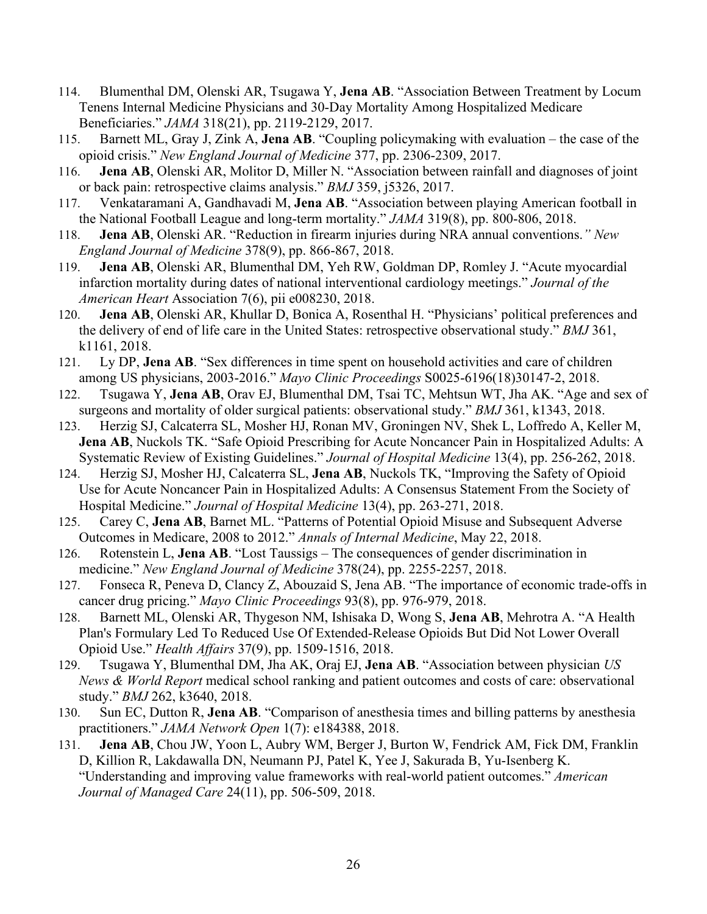114. Blumenthal DM, Olenski AR, Tsugawa Y, **Jena AB**. "Association Between Treatment by Locum Tenens Internal Medicine Physicians and 30-Day Mortality Among Hospitalized Medicare Beneficiaries." *JAMA* 318(21), pp. 2119-2129, 2017.
115. Barnett ML, Gray J, Zink A, **Jena AB**. "Coupling policymaking with evaluation – the case of the opioid crisis." *New England Journal of Medicine* 377, pp. 2306-2309, 2017.
116. **Jena AB**, Olenski AR, Molitor D, Miller N. "Association between rainfall and diagnoses of joint or back pain: retrospective claims analysis." *BMJ* 359, j5326, 2017.
117. Venkataramani A, Gandhavadi M, **Jena AB**. "Association between playing American football in the National Football League and long-term mortality." *JAMA* 319(8), pp. 800-806, 2018.
118. **Jena AB**, Olenski AR. "Reduction in firearm injuries during NRA annual conventions." *New England Journal of Medicine* 378(9), pp. 866-867, 2018.
119. **Jena AB**, Olenski AR, Blumenthal DM, Yeh RW, Goldman DP, Romley J. "Acute myocardial infarction mortality during dates of national interventional cardiology meetings." *Journal of the American Heart* Association 7(6), pii e008230, 2018.
120. **Jena AB**, Olenski AR, Khullar D, Bonica A, Rosenthal H. "Physicians' political preferences and the delivery of end of life care in the United States: retrospective observational study." *BMJ* 361, k1161, 2018.
121. Ly DP, **Jena AB**. "Sex differences in time spent on household activities and care of children among US physicians, 2003-2016." *Mayo Clinic Proceedings* S0025-6196(18)30147-2, 2018.
122. Tsugawa Y, **Jena AB**, Orav EJ, Blumenthal DM, Tsai TC, Mehtsun WT, Jha AK. "Age and sex of surgeons and mortality of older surgical patients: observational study." *BMJ* 361, k1343, 2018.
123. Herzig SJ, Calcaterra SL, Mosher HJ, Ronan MV, Groningen NV, Shek L, Loffredo A, Keller M, **Jena AB**, Nuckols TK. "Safe Opioid Prescribing for Acute Noncancer Pain in Hospitalized Adults: A Systematic Review of Existing Guidelines." *Journal of Hospital Medicine* 13(4), pp. 256-262, 2018.
124. Herzig SJ, Mosher HJ, Calcaterra SL, **Jena AB**, Nuckols TK, "Improving the Safety of Opioid Use for Acute Noncancer Pain in Hospitalized Adults: A Consensus Statement From the Society of Hospital Medicine." *Journal of Hospital Medicine* 13(4), pp. 263-271, 2018.
125. Carey C, **Jena AB**, Barnet ML. "Patterns of Potential Opioid Misuse and Subsequent Adverse Outcomes in Medicare, 2008 to 2012." *Annals of Internal Medicine*, May 22, 2018.
126. Rotenstein L, **Jena AB**. "Lost Taussigs – The consequences of gender discrimination in medicine." *New England Journal of Medicine* 378(24), pp. 2255-2257, 2018.
127. Fonseca R, Peneva D, Clancy Z, Abouzaid S, Jena AB. "The importance of economic trade-offs in cancer drug pricing." *Mayo Clinic Proceedings* 93(8), pp. 976-979, 2018.
128. Barnett ML, Olenski AR, Thygeson NM, Ishisaka D, Wong S, **Jena AB**, Mehrotra A. "A Health Plan's Formulary Led To Reduced Use Of Extended-Release Opioids But Did Not Lower Overall Opioid Use." *Health Affairs* 37(9), pp. 1509-1516, 2018.
129. Tsugawa Y, Blumenthal DM, Jha AK, Oraj EJ, **Jena AB**. "Association between physician *US News & World Report* medical school ranking and patient outcomes and costs of care: observational study." *BMJ* 262, k3640, 2018.
130. Sun EC, Dutton R, **Jena AB**. "Comparison of anesthesia times and billing patterns by anesthesia practitioners." *JAMA Network Open* 1(7): e184388, 2018.
131. **Jena AB**, Chou JW, Yoon L, Aubry WM, Berger J, Burton W, Fendrick AM, Fick DM, Franklin D, Killion R, Lakdawalla DN, Neumann PJ, Patel K, Yee J, Sakurada B, Yu-Isenberg K. "Understanding and improving value frameworks with real-world patient outcomes." *American Journal of Managed Care* 24(11), pp. 506-509, 2018.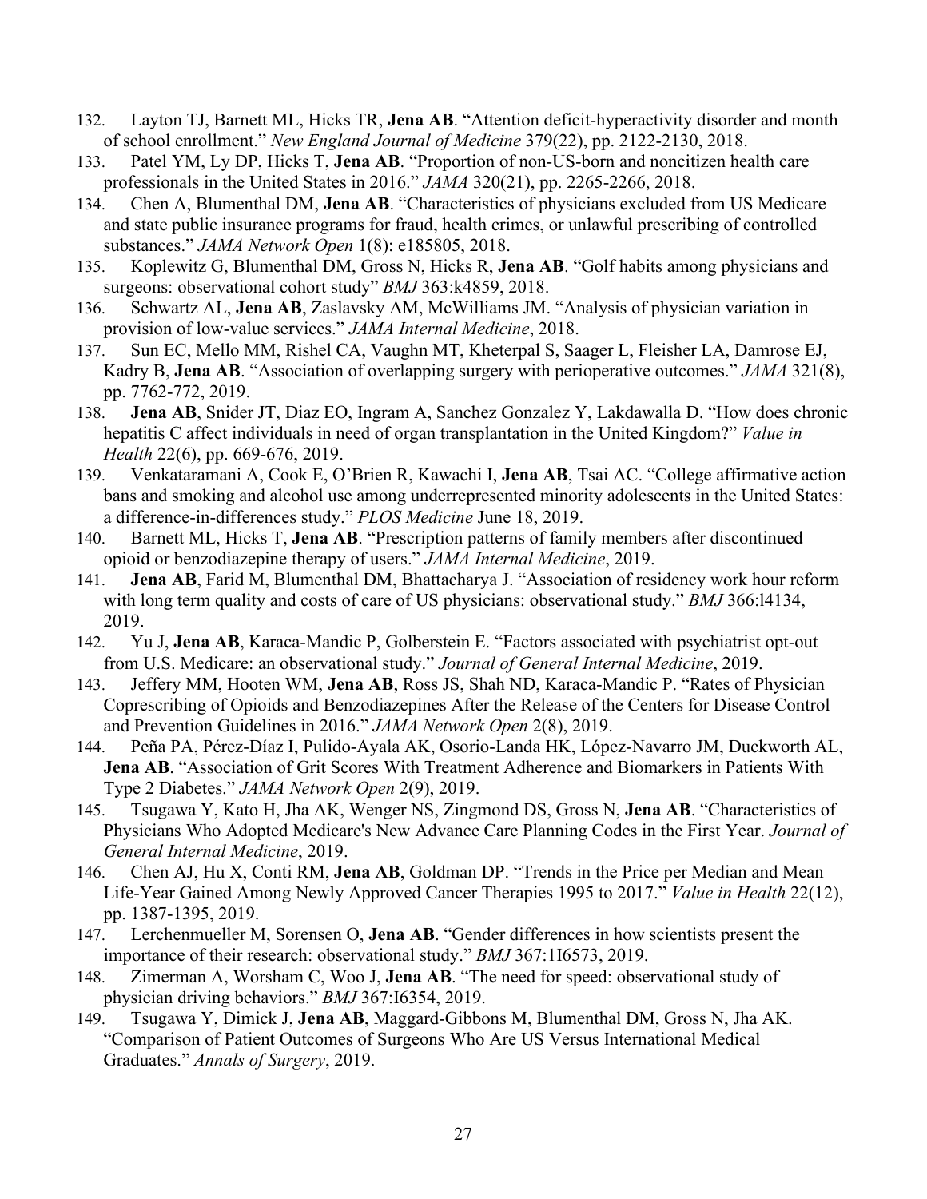132. Layton TJ, Barnett ML, Hicks TR, **Jena AB**. "Attention deficit-hyperactivity disorder and month of school enrollment." *New England Journal of Medicine* 379(22), pp. 2122-2130, 2018.
133. Patel YM, Ly DP, Hicks T, **Jena AB**. "Proportion of non-US-born and noncitizen health care professionals in the United States in 2016." *JAMA* 320(21), pp. 2265-2266, 2018.
134. Chen A, Blumenthal DM, **Jena AB**. "Characteristics of physicians excluded from US Medicare and state public insurance programs for fraud, health crimes, or unlawful prescribing of controlled substances." *JAMA Network Open* 1(8): e185805, 2018.
135. Koplewitz G, Blumenthal DM, Gross N, Hicks R, **Jena AB**. "Golf habits among physicians and surgeons: observational cohort study" *BMJ* 363:k4859, 2018.
136. Schwartz AL, **Jena AB**, Zaslavsky AM, McWilliams JM. "Analysis of physician variation in provision of low-value services." *JAMA Internal Medicine*, 2018.
137. Sun EC, Mello MM, Rishel CA, Vaughn MT, Kheterpal S, Saager L, Fleisher LA, Damrose EJ, Kadry B, **Jena AB**. "Association of overlapping surgery with perioperative outcomes." *JAMA* 321(8), pp. 7762-772, 2019.
138. **Jena AB**, Snider JT, Diaz EO, Ingram A, Sanchez Gonzalez Y, Lakdawalla D. "How does chronic hepatitis C affect individuals in need of organ transplantation in the United Kingdom?" *Value in Health* 22(6), pp. 669-676, 2019.
139. Venkataramani A, Cook E, O'Brien R, Kawachi I, **Jena AB**, Tsai AC. "College affirmative action bans and smoking and alcohol use among underrepresented minority adolescents in the United States: a difference-in-differences study." *PLOS Medicine* June 18, 2019.
140. Barnett ML, Hicks T, **Jena AB**. "Prescription patterns of family members after discontinued opioid or benzodiazepine therapy of users." *JAMA Internal Medicine*, 2019.
141. **Jena AB**, Farid M, Blumenthal DM, Bhattacharya J. "Association of residency work hour reform with long term quality and costs of care of US physicians: observational study." *BMJ* 366:l4134, 2019.
142. Yu J, **Jena AB**, Karaca-Mandic P, Golberstein E. "Factors associated with psychiatrist opt-out from U.S. Medicare: an observational study." *Journal of General Internal Medicine*, 2019.
143. Jeffery MM, Hooten WM, **Jena AB**, Ross JS, Shah ND, Karaca-Mandic P. "Rates of Physician Coprescribing of Opioids and Benzodiazepines After the Release of the Centers for Disease Control and Prevention Guidelines in 2016." *JAMA Network Open* 2(8), 2019.
144. Peña PA, Pérez-Díaz I, Pulido-Ayala AK, Osorio-Landa HK, López-Navarro JM, Duckworth AL, **Jena AB**. "Association of Grit Scores With Treatment Adherence and Biomarkers in Patients With Type 2 Diabetes." *JAMA Network Open* 2(9), 2019.
145. Tsugawa Y, Kato H, Jha AK, Wenger NS, Zingmond DS, Gross N, **Jena AB**. "Characteristics of Physicians Who Adopted Medicare's New Advance Care Planning Codes in the First Year. *Journal of General Internal Medicine*, 2019.
146. Chen AJ, Hu X, Conti RM, **Jena AB**, Goldman DP. "Trends in the Price per Median and Mean Life-Year Gained Among Newly Approved Cancer Therapies 1995 to 2017." *Value in Health* 22(12), pp. 1387-1395, 2019.
147. Lerchenmueller M, Sorensen O, **Jena AB**. "Gender differences in how scientists present the importance of their research: observational study." *BMJ* 367:1I6573, 2019.
148. Zimerman A, Worsham C, Woo J, **Jena AB**. "The need for speed: observational study of physician driving behaviors." *BMJ* 367:I6354, 2019.
149. Tsugawa Y, Dimick J, **Jena AB**, Maggard-Gibbons M, Blumenthal DM, Gross N, Jha AK. "Comparison of Patient Outcomes of Surgeons Who Are US Versus International Medical Graduates." *Annals of Surgery*, 2019.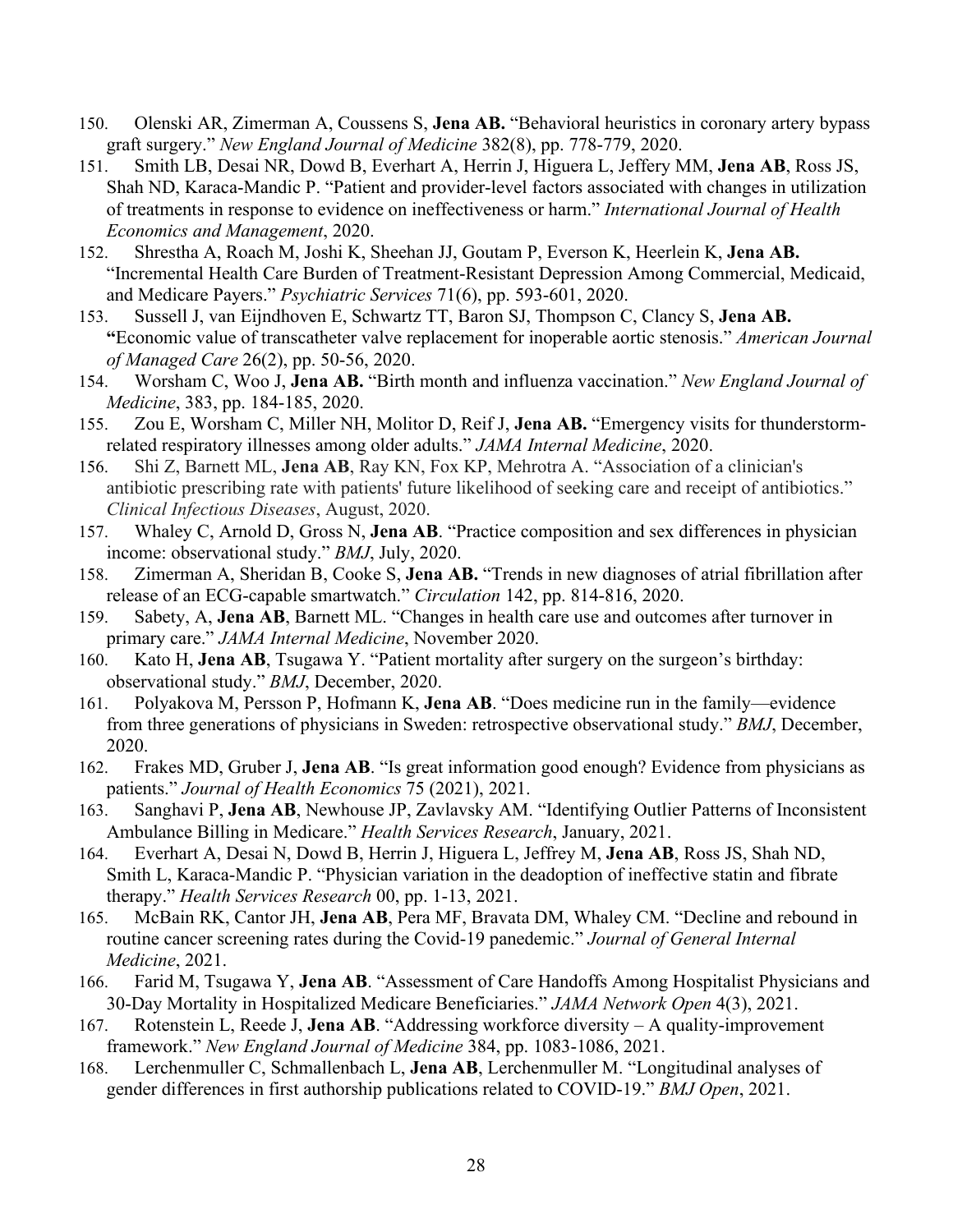150. Olenski AR, Zimerman A, Coussens S, **Jena AB.** "Behavioral heuristics in coronary artery bypass graft surgery." *New England Journal of Medicine* 382(8), pp. 778-779, 2020.
151. Smith LB, Desai NR, Dowd B, Everhart A, Herrin J, Higuera L, Jeffery MM, **Jena AB**, Ross JS, Shah ND, Karaca-Mandic P. "Patient and provider-level factors associated with changes in utilization of treatments in response to evidence on ineffectiveness or harm." *International Journal of Health Economics and Management*, 2020.
152. Shrestha A, Roach M, Joshi K, Sheehan JJ, Goutam P, Everson K, Heerlein K, **Jena AB.** "Incremental Health Care Burden of Treatment-Resistant Depression Among Commercial, Medicaid, and Medicare Payers." *Psychiatric Services* 71(6), pp. 593-601, 2020.
153. Sussell J, van Eijndhoven E, Schwartz TT, Baron SJ, Thompson C, Clancy S, **Jena AB. "**Economic value of transcatheter valve replacement for inoperable aortic stenosis." *American Journal of Managed Care* 26(2), pp. 50-56, 2020.
154. Worsham C, Woo J, **Jena AB.** "Birth month and influenza vaccination." *New England Journal of Medicine*, 383, pp. 184-185, 2020.
155. Zou E, Worsham C, Miller NH, Molitor D, Reif J, **Jena AB.** "Emergency visits for thunderstorm-related respiratory illnesses among older adults." *JAMA Internal Medicine*, 2020.
156. Shi Z, Barnett ML, **Jena AB**, Ray KN, Fox KP, Mehrotra A. "Association of a clinician's antibiotic prescribing rate with patients' future likelihood of seeking care and receipt of antibiotics." *Clinical Infectious Diseases*, August, 2020.
157. Whaley C, Arnold D, Gross N, **Jena AB**. "Practice composition and sex differences in physician income: observational study." *BMJ*, July, 2020.
158. Zimerman A, Sheridan B, Cooke S, **Jena AB.** "Trends in new diagnoses of atrial fibrillation after release of an ECG-capable smartwatch." *Circulation* 142, pp. 814-816, 2020.
159. Sabety, A, **Jena AB**, Barnett ML. "Changes in health care use and outcomes after turnover in primary care." *JAMA Internal Medicine*, November 2020.
160. Kato H, **Jena AB**, Tsugawa Y. "Patient mortality after surgery on the surgeon's birthday: observational study." *BMJ*, December, 2020.
161. Polyakova M, Persson P, Hofmann K, **Jena AB**. "Does medicine run in the family—evidence from three generations of physicians in Sweden: retrospective observational study." *BMJ*, December, 2020.
162. Frakes MD, Gruber J, **Jena AB**. "Is great information good enough? Evidence from physicians as patients." *Journal of Health Economics* 75 (2021), 2021.
163. Sanghavi P, **Jena AB**, Newhouse JP, Zavlavsky AM. "Identifying Outlier Patterns of Inconsistent Ambulance Billing in Medicare." *Health Services Research*, January, 2021.
164. Everhart A, Desai N, Dowd B, Herrin J, Higuera L, Jeffrey M, **Jena AB**, Ross JS, Shah ND, Smith L, Karaca-Mandic P. "Physician variation in the deadoption of ineffective statin and fibrate therapy." *Health Services Research* 00, pp. 1-13, 2021.
165. McBain RK, Cantor JH, **Jena AB**, Pera MF, Bravata DM, Whaley CM. "Decline and rebound in routine cancer screening rates during the Covid-19 panedemic." *Journal of General Internal Medicine*, 2021.
166. Farid M, Tsugawa Y, **Jena AB**. "Assessment of Care Handoffs Among Hospitalist Physicians and 30-Day Mortality in Hospitalized Medicare Beneficiaries." *JAMA Network Open* 4(3), 2021.
167. Rotenstein L, Reede J, **Jena AB**. "Addressing workforce diversity – A quality-improvement framework." *New England Journal of Medicine* 384, pp. 1083-1086, 2021.
168. Lerchenmuller C, Schmallenbach L, **Jena AB**, Lerchenmuller M. "Longitudinal analyses of gender differences in first authorship publications related to COVID-19." *BMJ Open*, 2021.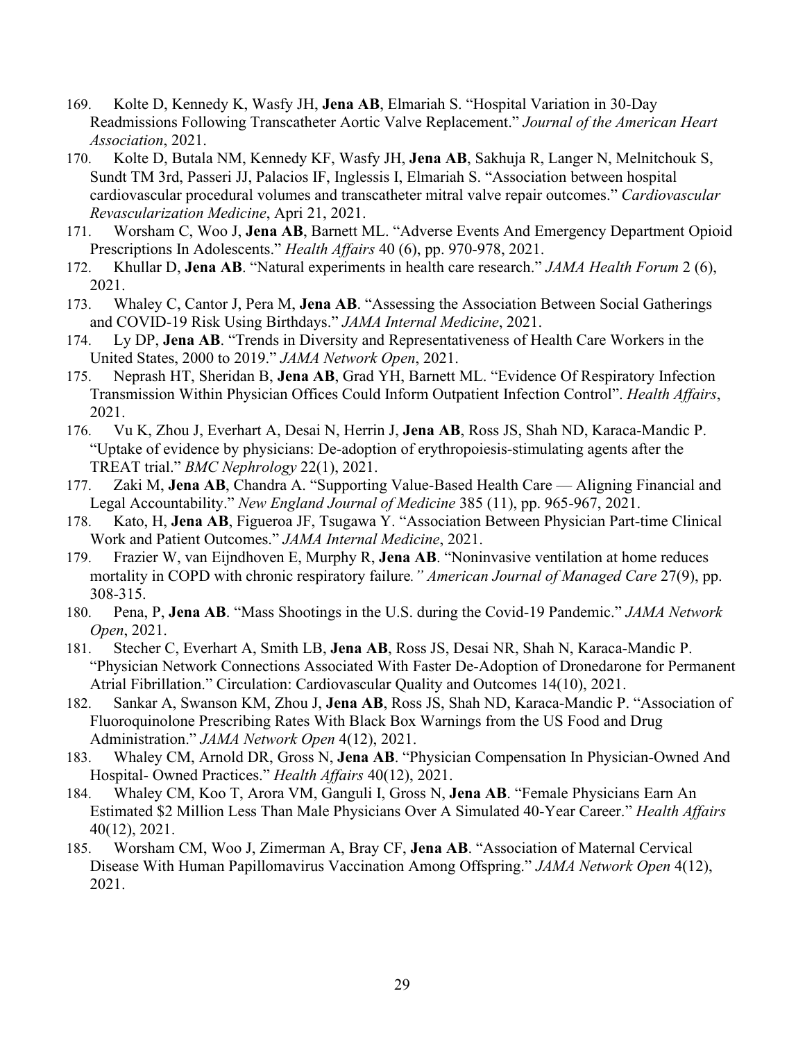169. Kolte D, Kennedy K, Wasfy JH, **Jena AB**, Elmariah S. "Hospital Variation in 30-Day Readmissions Following Transcatheter Aortic Valve Replacement." *Journal of the American Heart Association*, 2021.
170. Kolte D, Butala NM, Kennedy KF, Wasfy JH, **Jena AB**, Sakhuja R, Langer N, Melnitchouk S, Sundt TM 3rd, Passeri JJ, Palacios IF, Inglessis I, Elmariah S. "Association between hospital cardiovascular procedural volumes and transcatheter mitral valve repair outcomes." *Cardiovascular Revascularization Medicine*, Apri 21, 2021.
171. Worsham C, Woo J, **Jena AB**, Barnett ML. "Adverse Events And Emergency Department Opioid Prescriptions In Adolescents." *Health Affairs* 40 (6), pp. 970-978, 2021.
172. Khullar D, **Jena AB**. "Natural experiments in health care research." *JAMA Health Forum* 2 (6), 2021.
173. Whaley C, Cantor J, Pera M, **Jena AB**. "Assessing the Association Between Social Gatherings and COVID-19 Risk Using Birthdays." *JAMA Internal Medicine*, 2021.
174. Ly DP, **Jena AB**. "Trends in Diversity and Representativeness of Health Care Workers in the United States, 2000 to 2019." *JAMA Network Open*, 2021.
175. Neprash HT, Sheridan B, **Jena AB**, Grad YH, Barnett ML. "Evidence Of Respiratory Infection Transmission Within Physician Offices Could Inform Outpatient Infection Control". *Health Affairs*, 2021.
176. Vu K, Zhou J, Everhart A, Desai N, Herrin J, **Jena AB**, Ross JS, Shah ND, Karaca-Mandic P. "Uptake of evidence by physicians: De-adoption of erythropoiesis-stimulating agents after the TREAT trial." *BMC Nephrology* 22(1), 2021.
177. Zaki M, **Jena AB**, Chandra A. "Supporting Value-Based Health Care — Aligning Financial and Legal Accountability." *New England Journal of Medicine* 385 (11), pp. 965-967, 2021.
178. Kato, H, **Jena AB**, Figueroa JF, Tsugawa Y. "Association Between Physician Part-time Clinical Work and Patient Outcomes." *JAMA Internal Medicine*, 2021.
179. Frazier W, van Eijndhoven E, Murphy R, **Jena AB**. "Noninvasive ventilation at home reduces mortality in COPD with chronic respiratory failure*." American Journal of Managed Care* 27(9), pp. 308-315.
180. Pena, P, **Jena AB**. "Mass Shootings in the U.S. during the Covid-19 Pandemic." *JAMA Network Open*, 2021.
181. Stecher C, Everhart A, Smith LB, **Jena AB**, Ross JS, Desai NR, Shah N, Karaca-Mandic P. "Physician Network Connections Associated With Faster De-Adoption of Dronedarone for Permanent Atrial Fibrillation." Circulation: Cardiovascular Quality and Outcomes 14(10), 2021.
182. Sankar A, Swanson KM, Zhou J, **Jena AB**, Ross JS, Shah ND, Karaca-Mandic P. "Association of Fluoroquinolone Prescribing Rates With Black Box Warnings from the US Food and Drug Administration." *JAMA Network Open* 4(12), 2021.
183. Whaley CM, Arnold DR, Gross N, **Jena AB**. "Physician Compensation In Physician-Owned And Hospital- Owned Practices." *Health Affairs* 40(12), 2021.
184. Whaley CM, Koo T, Arora VM, Ganguli I, Gross N, **Jena AB**. "Female Physicians Earn An Estimated $2 Million Less Than Male Physicians Over A Simulated 40-Year Career." *Health Affairs* 40(12), 2021.
185. Worsham CM, Woo J, Zimerman A, Bray CF, **Jena AB**. "Association of Maternal Cervical Disease With Human Papillomavirus Vaccination Among Offspring." *JAMA Network Open* 4(12), 2021.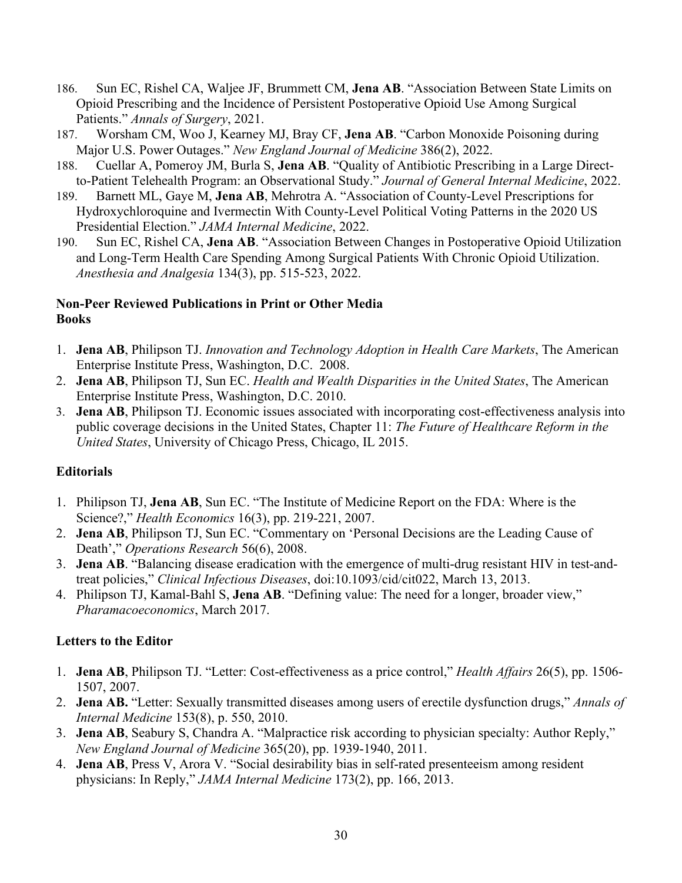186. Sun EC, Rishel CA, Waljee JF, Brummett CM, **Jena AB**. "Association Between State Limits on Opioid Prescribing and the Incidence of Persistent Postoperative Opioid Use Among Surgical Patients." *Annals of Surgery*, 2021.
187. Worsham CM, Woo J, Kearney MJ, Bray CF, **Jena AB**. "Carbon Monoxide Poisoning during Major U.S. Power Outages." *New England Journal of Medicine* 386(2), 2022.
188. Cuellar A, Pomeroy JM, Burla S, **Jena AB**. "Quality of Antibiotic Prescribing in a Large Direct-to-Patient Telehealth Program: an Observational Study." *Journal of General Internal Medicine*, 2022.
189. Barnett ML, Gaye M, **Jena AB**, Mehrotra A. "Association of County-Level Prescriptions for Hydroxychloroquine and Ivermectin With County-Level Political Voting Patterns in the 2020 US Presidential Election." *JAMA Internal Medicine*, 2022.
190. Sun EC, Rishel CA, **Jena AB**. "Association Between Changes in Postoperative Opioid Utilization and Long-Term Health Care Spending Among Surgical Patients With Chronic Opioid Utilization. *Anesthesia and Analgesia* 134(3), pp. 515-523, 2022.

**Non-Peer Reviewed Publications in Print or Other Media**
**Books**

1. **Jena AB**, Philipson TJ. *Innovation and Technology Adoption in Health Care Markets*, The American Enterprise Institute Press, Washington, D.C. 2008.
2. **Jena AB**, Philipson TJ, Sun EC. *Health and Wealth Disparities in the United States*, The American Enterprise Institute Press, Washington, D.C. 2010.
3. **Jena AB**, Philipson TJ. Economic issues associated with incorporating cost-effectiveness analysis into public coverage decisions in the United States, Chapter 11: *The Future of Healthcare Reform in the United States*, University of Chicago Press, Chicago, IL 2015.

**Editorials**

1. Philipson TJ, **Jena AB**, Sun EC. "The Institute of Medicine Report on the FDA: Where is the Science?," *Health Economics* 16(3), pp. 219-221, 2007.
2. **Jena AB**, Philipson TJ, Sun EC. "Commentary on 'Personal Decisions are the Leading Cause of Death'," *Operations Research* 56(6), 2008.
3. **Jena AB**. "Balancing disease eradication with the emergence of multi-drug resistant HIV in test-and-treat policies," *Clinical Infectious Diseases*, doi:10.1093/cid/cit022, March 13, 2013.
4. Philipson TJ, Kamal-Bahl S, **Jena AB**. "Defining value: The need for a longer, broader view," *Pharamacoeconomics*, March 2017.

**Letters to the Editor**

1. **Jena AB**, Philipson TJ. "Letter: Cost-effectiveness as a price control," *Health Affairs* 26(5), pp. 1506-1507, 2007.
2. **Jena AB.** "Letter: Sexually transmitted diseases among users of erectile dysfunction drugs," *Annals of Internal Medicine* 153(8), p. 550, 2010.
3. **Jena AB**, Seabury S, Chandra A. "Malpractice risk according to physician specialty: Author Reply," *New England Journal of Medicine* 365(20), pp. 1939-1940, 2011.
4. **Jena AB**, Press V, Arora V. "Social desirability bias in self-rated presenteeism among resident physicians: In Reply," *JAMA Internal Medicine* 173(2), pp. 166, 2013.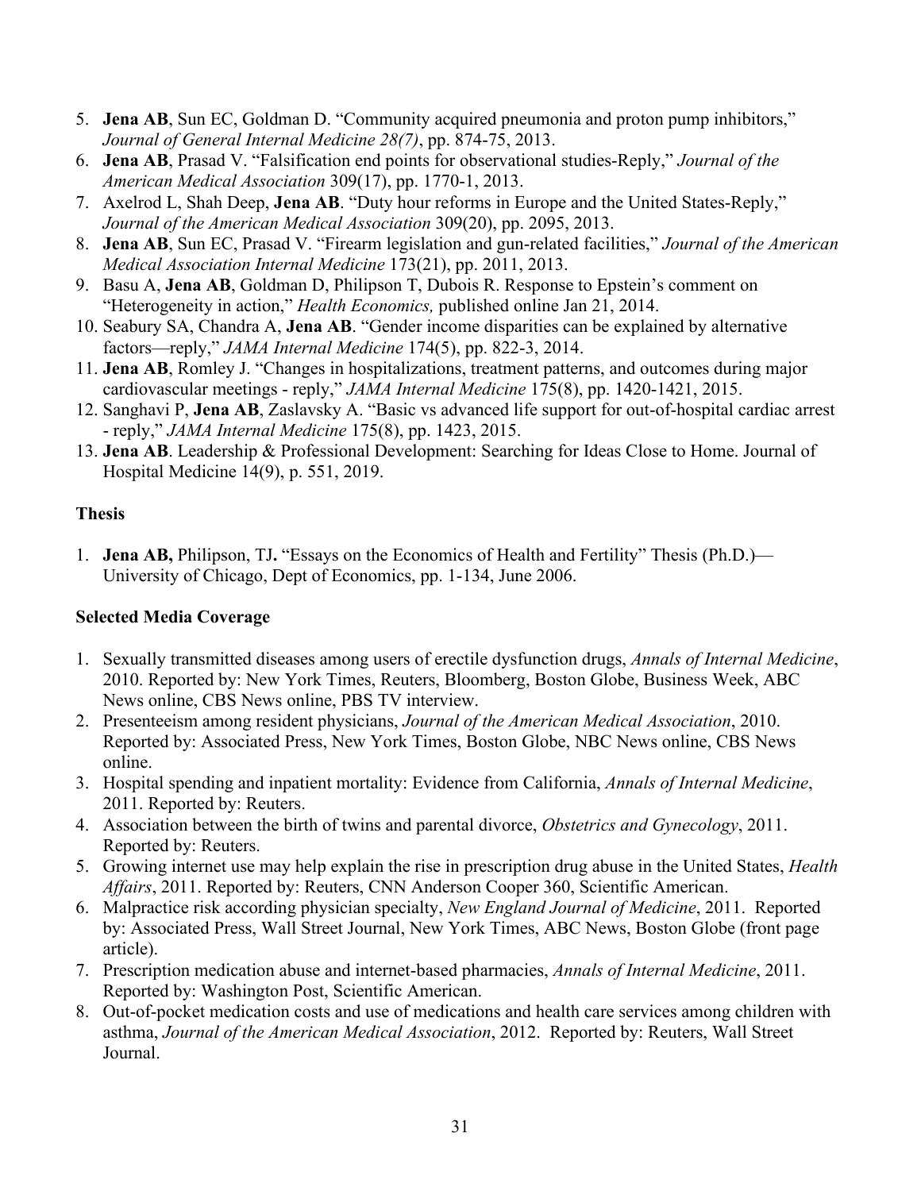5. **Jena AB**, Sun EC, Goldman D. "Community acquired pneumonia and proton pump inhibitors," *Journal of General Internal Medicine 28(7)*, pp. 874-75, 2013.
6. **Jena AB**, Prasad V. "Falsification end points for observational studies-Reply," *Journal of the American Medical Association* 309(17), pp. 1770-1, 2013.
7. Axelrod L, Shah Deep, **Jena AB**. "Duty hour reforms in Europe and the United States-Reply," *Journal of the American Medical Association* 309(20), pp. 2095, 2013.
8. **Jena AB**, Sun EC, Prasad V. "Firearm legislation and gun-related facilities," *Journal of the American Medical Association Internal Medicine* 173(21), pp. 2011, 2013.
9. Basu A, **Jena AB**, Goldman D, Philipson T, Dubois R. Response to Epstein's comment on "Heterogeneity in action," *Health Economics,* published online Jan 21, 2014.
10. Seabury SA, Chandra A, **Jena AB**. "Gender income disparities can be explained by alternative factors—reply," *JAMA Internal Medicine* 174(5), pp. 822-3, 2014.
11. **Jena AB**, Romley J. "Changes in hospitalizations, treatment patterns, and outcomes during major cardiovascular meetings - reply," *JAMA Internal Medicine* 175(8), pp. 1420-1421, 2015.
12. Sanghavi P, **Jena AB**, Zaslavsky A. "Basic vs advanced life support for out-of-hospital cardiac arrest - reply," *JAMA Internal Medicine* 175(8), pp. 1423, 2015.
13. **Jena AB**. Leadership & Professional Development: Searching for Ideas Close to Home. Journal of Hospital Medicine 14(9), p. 551, 2019.

## Thesis

1. **Jena AB,** Philipson, TJ**.** "Essays on the Economics of Health and Fertility" Thesis (Ph.D.)—University of Chicago, Dept of Economics, pp. 1-134, June 2006.

## Selected Media Coverage

1. Sexually transmitted diseases among users of erectile dysfunction drugs, *Annals of Internal Medicine*, 2010. Reported by: New York Times, Reuters, Bloomberg, Boston Globe, Business Week, ABC News online, CBS News online, PBS TV interview.
2. Presenteeism among resident physicians, *Journal of the American Medical Association*, 2010. Reported by: Associated Press, New York Times, Boston Globe, NBC News online, CBS News online.
3. Hospital spending and inpatient mortality: Evidence from California, *Annals of Internal Medicine*, 2011. Reported by: Reuters.
4. Association between the birth of twins and parental divorce, *Obstetrics and Gynecology*, 2011. Reported by: Reuters.
5. Growing internet use may help explain the rise in prescription drug abuse in the United States, *Health Affairs*, 2011. Reported by: Reuters, CNN Anderson Cooper 360, Scientific American.
6. Malpractice risk according physician specialty, *New England Journal of Medicine*, 2011. Reported by: Associated Press, Wall Street Journal, New York Times, ABC News, Boston Globe (front page article).
7. Prescription medication abuse and internet-based pharmacies, *Annals of Internal Medicine*, 2011. Reported by: Washington Post, Scientific American.
8. Out-of-pocket medication costs and use of medications and health care services among children with asthma, *Journal of the American Medical Association*, 2012. Reported by: Reuters, Wall Street Journal.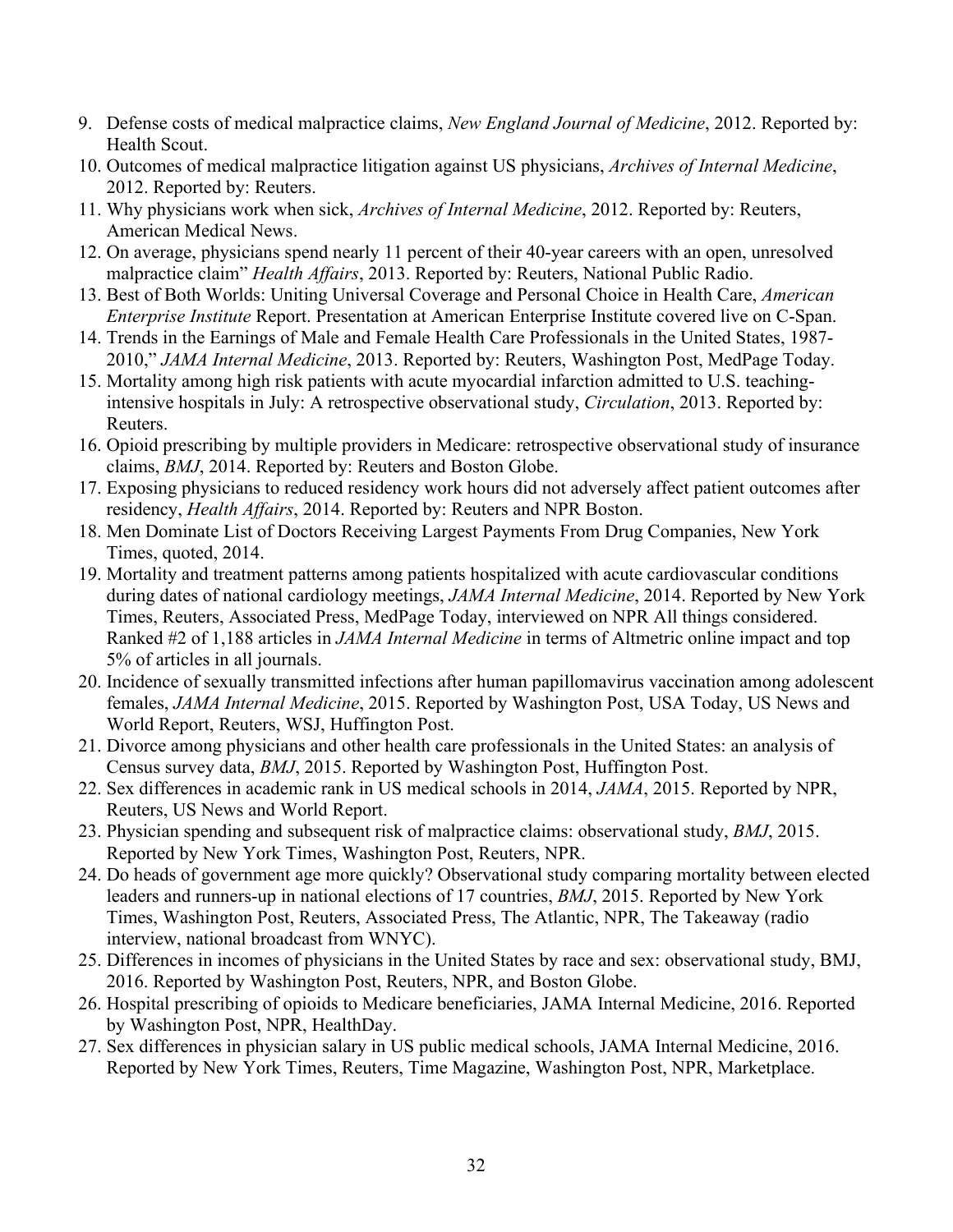9. Defense costs of medical malpractice claims, *New England Journal of Medicine*, 2012. Reported by: Health Scout.
10. Outcomes of medical malpractice litigation against US physicians, *Archives of Internal Medicine*, 2012. Reported by: Reuters.
11. Why physicians work when sick, *Archives of Internal Medicine*, 2012. Reported by: Reuters, American Medical News.
12. On average, physicians spend nearly 11 percent of their 40-year careers with an open, unresolved malpractice claim" *Health Affairs*, 2013. Reported by: Reuters, National Public Radio.
13. Best of Both Worlds: Uniting Universal Coverage and Personal Choice in Health Care, *American Enterprise Institute* Report. Presentation at American Enterprise Institute covered live on C-Span.
14. Trends in the Earnings of Male and Female Health Care Professionals in the United States, 1987-2010," *JAMA Internal Medicine*, 2013. Reported by: Reuters, Washington Post, MedPage Today.
15. Mortality among high risk patients with acute myocardial infarction admitted to U.S. teaching-intensive hospitals in July: A retrospective observational study, *Circulation*, 2013. Reported by: Reuters.
16. Opioid prescribing by multiple providers in Medicare: retrospective observational study of insurance claims, *BMJ*, 2014. Reported by: Reuters and Boston Globe.
17. Exposing physicians to reduced residency work hours did not adversely affect patient outcomes after residency, *Health Affairs*, 2014. Reported by: Reuters and NPR Boston.
18. Men Dominate List of Doctors Receiving Largest Payments From Drug Companies, New York Times, quoted, 2014.
19. Mortality and treatment patterns among patients hospitalized with acute cardiovascular conditions during dates of national cardiology meetings, *JAMA Internal Medicine*, 2014. Reported by New York Times, Reuters, Associated Press, MedPage Today, interviewed on NPR All things considered. Ranked #2 of 1,188 articles in *JAMA Internal Medicine* in terms of Altmetric online impact and top 5% of articles in all journals.
20. Incidence of sexually transmitted infections after human papillomavirus vaccination among adolescent females, *JAMA Internal Medicine*, 2015. Reported by Washington Post, USA Today, US News and World Report, Reuters, WSJ, Huffington Post.
21. Divorce among physicians and other health care professionals in the United States: an analysis of Census survey data, *BMJ*, 2015. Reported by Washington Post, Huffington Post.
22. Sex differences in academic rank in US medical schools in 2014, *JAMA*, 2015. Reported by NPR, Reuters, US News and World Report.
23. Physician spending and subsequent risk of malpractice claims: observational study, *BMJ*, 2015. Reported by New York Times, Washington Post, Reuters, NPR.
24. Do heads of government age more quickly? Observational study comparing mortality between elected leaders and runners-up in national elections of 17 countries, *BMJ*, 2015. Reported by New York Times, Washington Post, Reuters, Associated Press, The Atlantic, NPR, The Takeaway (radio interview, national broadcast from WNYC).
25. Differences in incomes of physicians in the United States by race and sex: observational study, BMJ, 2016. Reported by Washington Post, Reuters, NPR, and Boston Globe.
26. Hospital prescribing of opioids to Medicare beneficiaries, JAMA Internal Medicine, 2016. Reported by Washington Post, NPR, HealthDay.
27. Sex differences in physician salary in US public medical schools, JAMA Internal Medicine, 2016. Reported by New York Times, Reuters, Time Magazine, Washington Post, NPR, Marketplace.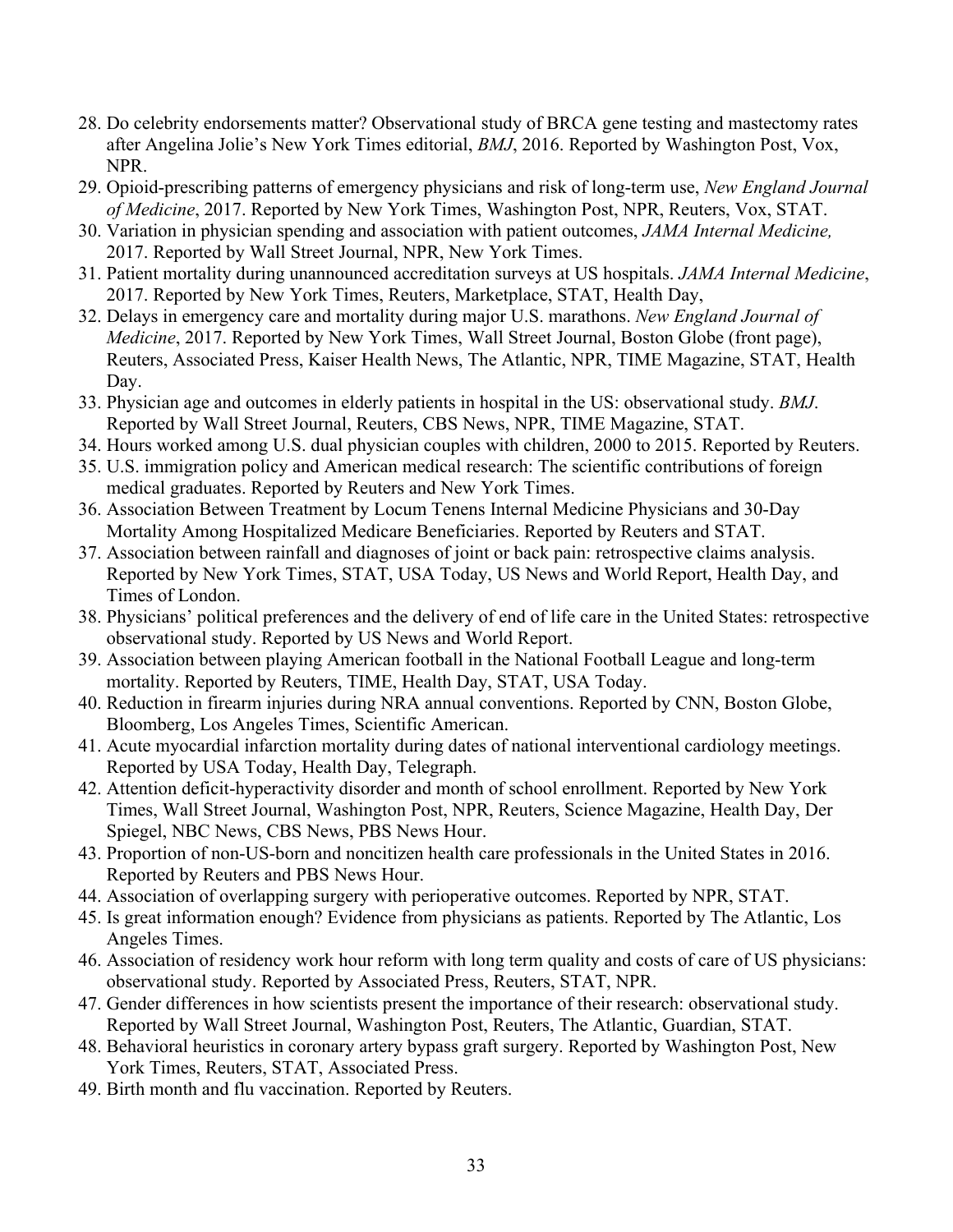28. Do celebrity endorsements matter? Observational study of BRCA gene testing and mastectomy rates after Angelina Jolie's New York Times editorial, *BMJ*, 2016. Reported by Washington Post, Vox, NPR.
29. Opioid-prescribing patterns of emergency physicians and risk of long-term use, *New England Journal of Medicine*, 2017. Reported by New York Times, Washington Post, NPR, Reuters, Vox, STAT.
30. Variation in physician spending and association with patient outcomes, *JAMA Internal Medicine,* 2017. Reported by Wall Street Journal, NPR, New York Times.
31. Patient mortality during unannounced accreditation surveys at US hospitals. *JAMA Internal Medicine*, 2017. Reported by New York Times, Reuters, Marketplace, STAT, Health Day,
32. Delays in emergency care and mortality during major U.S. marathons. *New England Journal of Medicine*, 2017. Reported by New York Times, Wall Street Journal, Boston Globe (front page), Reuters, Associated Press, Kaiser Health News, The Atlantic, NPR, TIME Magazine, STAT, Health Day.
33. Physician age and outcomes in elderly patients in hospital in the US: observational study. *BMJ*. Reported by Wall Street Journal, Reuters, CBS News, NPR, TIME Magazine, STAT.
34. Hours worked among U.S. dual physician couples with children, 2000 to 2015. Reported by Reuters.
35. U.S. immigration policy and American medical research: The scientific contributions of foreign medical graduates. Reported by Reuters and New York Times.
36. Association Between Treatment by Locum Tenens Internal Medicine Physicians and 30-Day Mortality Among Hospitalized Medicare Beneficiaries. Reported by Reuters and STAT.
37. Association between rainfall and diagnoses of joint or back pain: retrospective claims analysis. Reported by New York Times, STAT, USA Today, US News and World Report, Health Day, and Times of London.
38. Physicians' political preferences and the delivery of end of life care in the United States: retrospective observational study. Reported by US News and World Report.
39. Association between playing American football in the National Football League and long-term mortality. Reported by Reuters, TIME, Health Day, STAT, USA Today.
40. Reduction in firearm injuries during NRA annual conventions. Reported by CNN, Boston Globe, Bloomberg, Los Angeles Times, Scientific American.
41. Acute myocardial infarction mortality during dates of national interventional cardiology meetings. Reported by USA Today, Health Day, Telegraph.
42. Attention deficit-hyperactivity disorder and month of school enrollment. Reported by New York Times, Wall Street Journal, Washington Post, NPR, Reuters, Science Magazine, Health Day, Der Spiegel, NBC News, CBS News, PBS News Hour.
43. Proportion of non-US-born and noncitizen health care professionals in the United States in 2016. Reported by Reuters and PBS News Hour.
44. Association of overlapping surgery with perioperative outcomes. Reported by NPR, STAT.
45. Is great information enough? Evidence from physicians as patients. Reported by The Atlantic, Los Angeles Times.
46. Association of residency work hour reform with long term quality and costs of care of US physicians: observational study. Reported by Associated Press, Reuters, STAT, NPR.
47. Gender differences in how scientists present the importance of their research: observational study. Reported by Wall Street Journal, Washington Post, Reuters, The Atlantic, Guardian, STAT.
48. Behavioral heuristics in coronary artery bypass graft surgery. Reported by Washington Post, New York Times, Reuters, STAT, Associated Press.
49. Birth month and flu vaccination. Reported by Reuters.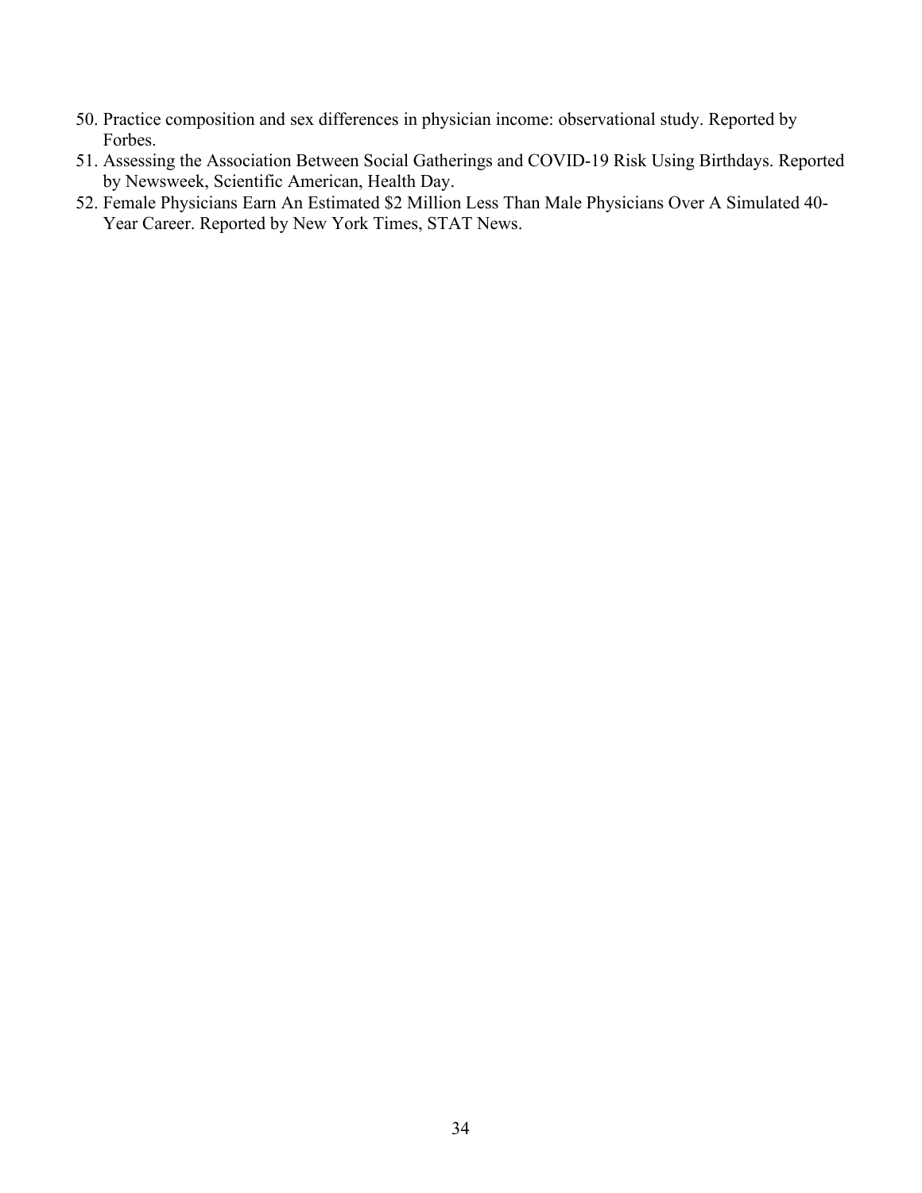50. Practice composition and sex differences in physician income: observational study. Reported by Forbes.
51. Assessing the Association Between Social Gatherings and COVID-19 Risk Using Birthdays. Reported by Newsweek, Scientific American, Health Day.
52. Female Physicians Earn An Estimated $2 Million Less Than Male Physicians Over A Simulated 40-Year Career. Reported by New York Times, STAT News.